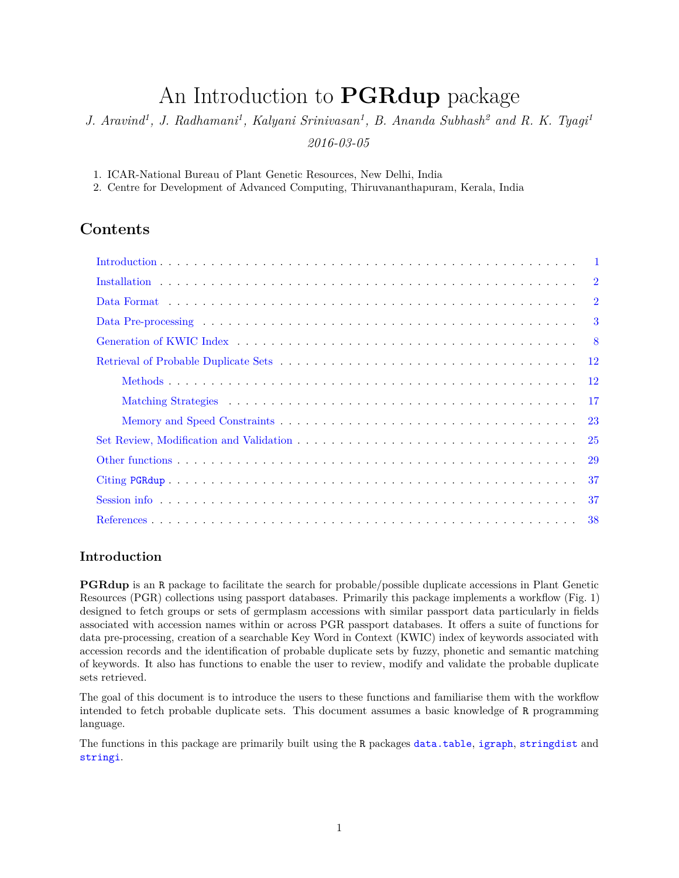# An Introduction to **PGRdup** package

*J. Aravind[1], J. Radhamani[1], Kalyani Srinivasan[1], B. Ananda Subhash[2] and R. K. Tyagi[1]*

*2016-03-05*

1. ICAR-National Bureau of Plant Genetic Resources, New Delhi, India
2. Centre for Development of Advanced Computing, Thiruvananthapuram, Kerala, India

## Contents

- Introduction . . . 1
- Installation . . . 2
- Data Format . . . 2
- Data Pre-processing . . . 3
- Generation of KWIC Index . . . 8
- Retrieval of Probable Duplicate Sets . . . 12
  - Methods . . . 12
  - Matching Strategies . . . 17
  - Memory and Speed Constraints . . . 23
- Set Review, Modification and Validation . . . 25
- Other functions . . . 29
- Citing `PGRdup` . . . 37
- Session info . . . 37
- References . . . 38

### Introduction

**PGRdup** is an `R` package to facilitate the search for probable/possible duplicate accessions in Plant Genetic Resources (PGR) collections using passport databases. Primarily this package implements a workflow (Fig. 1) designed to fetch groups or sets of germplasm accessions with similar passport data particularly in fields associated with accession names within or across PGR passport databases. It offers a suite of functions for data pre-processing, creation of a searchable Key Word in Context (KWIC) index of keywords associated with accession records and the identification of probable duplicate sets by fuzzy, phonetic and semantic matching of keywords. It also has functions to enable the user to review, modify and validate the probable duplicate sets retrieved.

The goal of this document is to introduce the users to these functions and familiarise them with the workflow intended to fetch probable duplicate sets. This document assumes a basic knowledge of `R` programming language.

The functions in this package are primarily built using the `R` packages `data.table`, `igraph`, `stringdist` and `stringi`.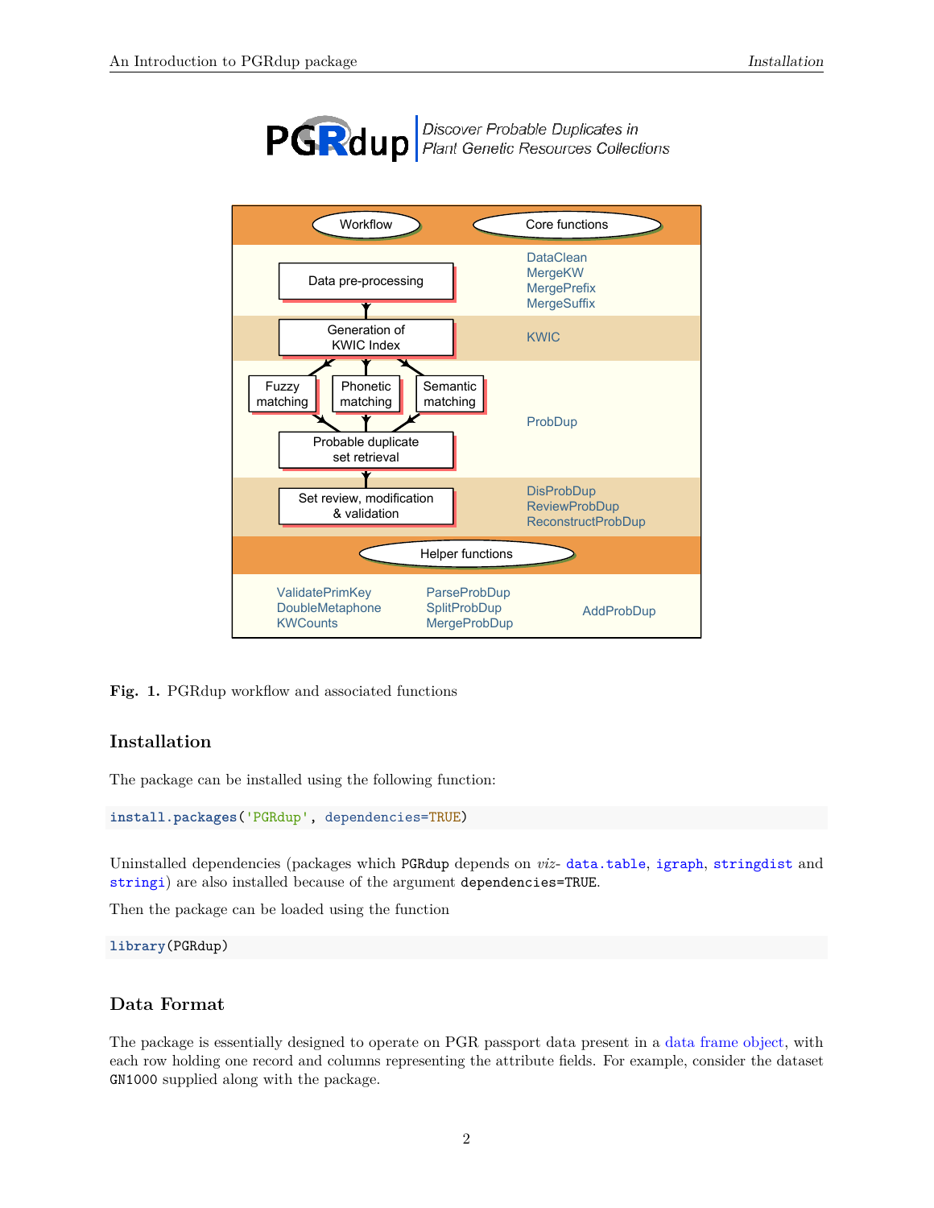**Fig. 1.** PGRdup workflow and associated functions

## Installation

The package can be installed using the following function:

```
install.packages('PGRdup', dependencies=TRUE)
```

Uninstalled dependencies (packages which `PGRdup` depends on *viz*- `data.table`, `igraph`, `stringdist` and `stringi`) are also installed because of the argument `dependencies=TRUE`.

Then the package can be loaded using the function

```
library(PGRdup)
```

## Data Format

The package is essentially designed to operate on PGR passport data present in a data frame object, with each row holding one record and columns representing the attribute fields. For example, consider the dataset `GN1000` supplied along with the package.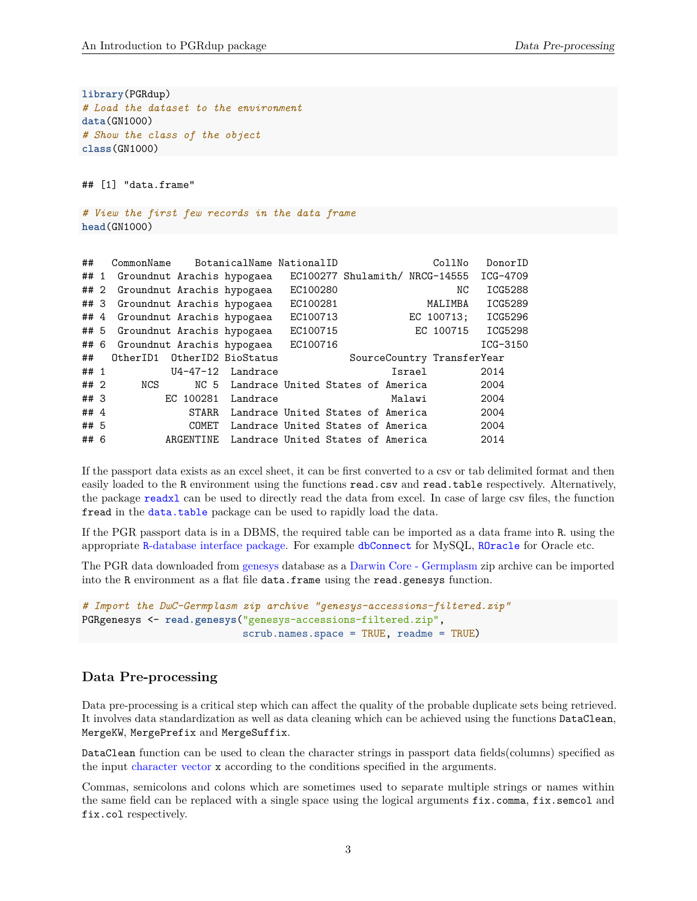```r
library(PGRdup)
# Load the dataset to the environment
data(GN1000)
# Show the class of the object
class(GN1000)
```

```
## [1] "data.frame"
```

```r
# View the first few records in the data frame
head(GN1000)
```

```
##   CommonName    BotanicalName NationalID                CollNo   DonorID
## 1  Groundnut Arachis hypogaea   EC100277 Shulamith/ NRCG-14555  ICG-4709
## 2  Groundnut Arachis hypogaea   EC100280                    NC   ICG5288
## 3  Groundnut Arachis hypogaea   EC100281               MALIMBA   ICG5289
## 4  Groundnut Arachis hypogaea   EC100713            EC 100713;   ICG5296
## 5  Groundnut Arachis hypogaea   EC100715             EC 100715   ICG5298
## 6  Groundnut Arachis hypogaea   EC100716                        ICG-3150
##   OtherID1  OtherID2 BioStatus             SourceCountry TransferYear
## 1           U4-47-12  Landrace                    Israel         2014
## 2      NCS      NC 5  Landrace United States of America         2004
## 3          EC 100281  Landrace                    Malawi         2004
## 4              STARR  Landrace United States of America         2004
## 5              COMET  Landrace United States of America         2004
## 6          ARGENTINE  Landrace United States of America         2014
```

If the passport data exists as an excel sheet, it can be first converted to a csv or tab delimited format and then easily loaded to the R environment using the functions `read.csv` and `read.table` respectively. Alternatively, the package `readxl` can be used to directly read the data from excel. In case of large csv files, the function `fread` in the `data.table` package can be used to rapidly load the data.

If the PGR passport data is in a DBMS, the required table can be imported as a data frame into R. using the appropriate R-database interface package. For example `dbConnect` for MySQL, `ROracle` for Oracle etc.

The PGR data downloaded from genesys database as a Darwin Core - Germplasm zip archive can be imported into the R environment as a flat file `data.frame` using the `read.genesys` function.

```r
# Import the DwC-Germplasm zip archive "genesys-accessions-filtered.zip"
PGRgenesys <- read.genesys("genesys-accessions-filtered.zip",
                           scrub.names.space = TRUE, readme = TRUE)
```

## Data Pre-processing

Data pre-processing is a critical step which can affect the quality of the probable duplicate sets being retrieved. It involves data standardization as well as data cleaning which can be achieved using the functions `DataClean`, `MergeKW`, `MergePrefix` and `MergeSuffix`.

`DataClean` function can be used to clean the character strings in passport data fields(columns) specified as the input character vector `x` according to the conditions specified in the arguments.

Commas, semicolons and colons which are sometimes used to separate multiple strings or names within the same field can be replaced with a single space using the logical arguments `fix.comma`, `fix.semcol` and `fix.col` respectively.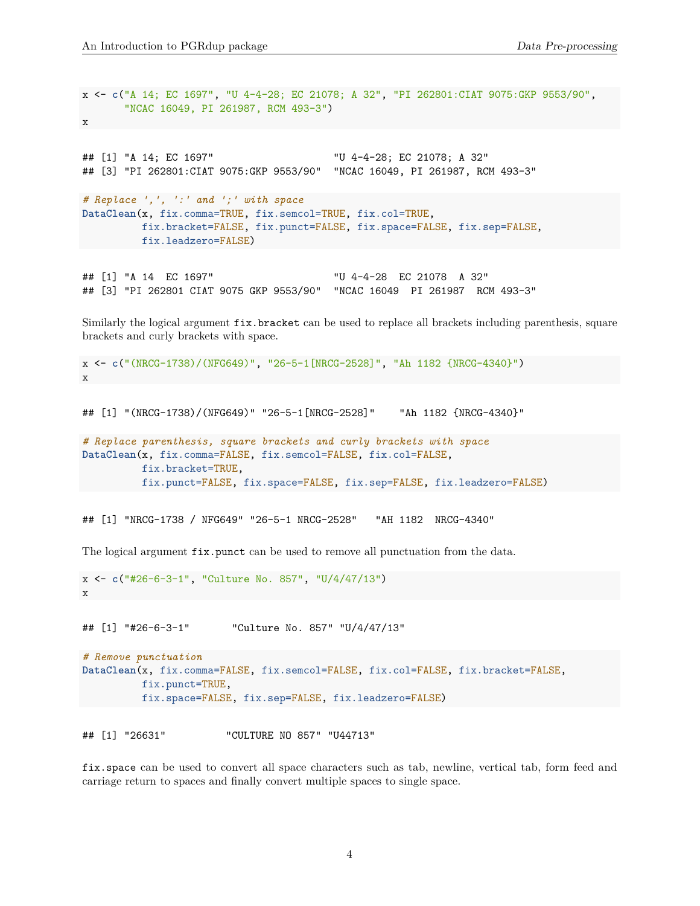```r
x <- c("A 14; EC 1697", "U 4-4-28; EC 21078; A 32", "PI 262801:CIAT 9075:GKP 9553/90",
       "NCAC 16049, PI 261987, RCM 493-3")
x
```

```
## [1] "A 14; EC 1697"                    "U 4-4-28; EC 21078; A 32"
## [3] "PI 262801:CIAT 9075:GKP 9553/90"  "NCAC 16049, PI 261987, RCM 493-3"
```

```r
# Replace ',', ':' and ';' with space
DataClean(x, fix.comma=TRUE, fix.semcol=TRUE, fix.col=TRUE,
          fix.bracket=FALSE, fix.punct=FALSE, fix.space=FALSE, fix.sep=FALSE,
          fix.leadzero=FALSE)
```

```
## [1] "A 14  EC 1697"                    "U 4-4-28  EC 21078  A 32"
## [3] "PI 262801 CIAT 9075 GKP 9553/90"  "NCAC 16049  PI 261987  RCM 493-3"
```

Similarly the logical argument `fix.bracket` can be used to replace all brackets including parenthesis, square brackets and curly brackets with space.

```r
x <- c("(NRCG-1738)/(NFG649)", "26-5-1[NRCG-2528]", "Ah 1182 {NRCG-4340}")
x
```

```
## [1] "(NRCG-1738)/(NFG649)" "26-5-1[NRCG-2528]"    "Ah 1182 {NRCG-4340}"
```

```r
# Replace parenthesis, square brackets and curly brackets with space
DataClean(x, fix.comma=FALSE, fix.semcol=FALSE, fix.col=FALSE,
          fix.bracket=TRUE,
          fix.punct=FALSE, fix.space=FALSE, fix.sep=FALSE, fix.leadzero=FALSE)
```

```
## [1] "NRCG-1738 / NFG649" "26-5-1 NRCG-2528"   "AH 1182  NRCG-4340"
```

The logical argument `fix.punct` can be used to remove all punctuation from the data.

```r
x <- c("#26-6-3-1", "Culture No. 857", "U/4/47/13")
x
```

```
## [1] "#26-6-3-1"       "Culture No. 857" "U/4/47/13"
```

```r
# Remove punctuation
DataClean(x, fix.comma=FALSE, fix.semcol=FALSE, fix.col=FALSE, fix.bracket=FALSE,
          fix.punct=TRUE,
          fix.space=FALSE, fix.sep=FALSE, fix.leadzero=FALSE)
```

```
## [1] "26631"          "CULTURE NO 857" "U44713"
```

`fix.space` can be used to convert all space characters such as tab, newline, vertical tab, form feed and carriage return to spaces and finally convert multiple spaces to single space.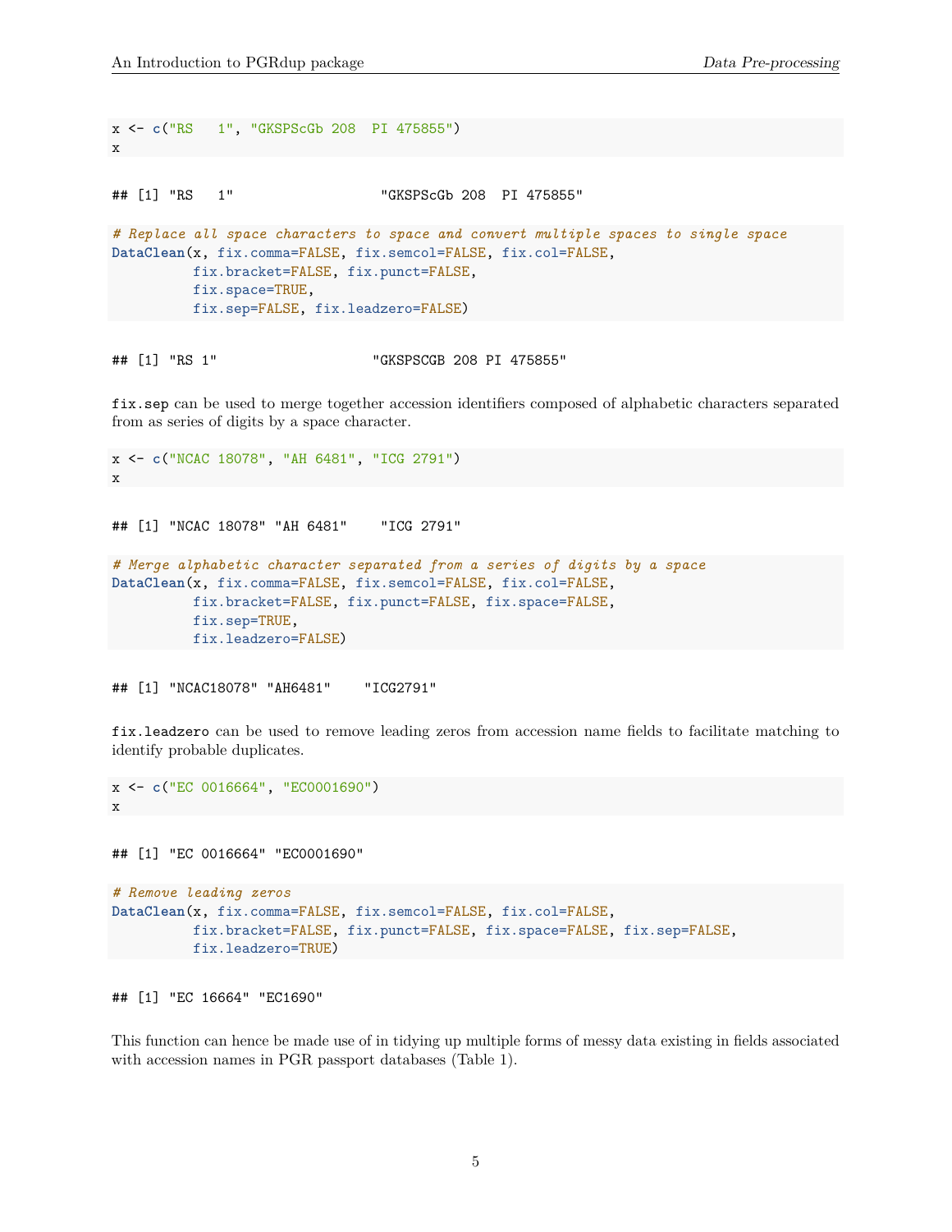```
x <- c("RS   1", "GKSPScGb 208  PI 475855")
x
```

```
## [1] "RS   1"                  "GKSPScGb 208  PI 475855"
```

```
# Replace all space characters to space and convert multiple spaces to single space
DataClean(x, fix.comma=FALSE, fix.semcol=FALSE, fix.col=FALSE,
          fix.bracket=FALSE, fix.punct=FALSE,
          fix.space=TRUE,
          fix.sep=FALSE, fix.leadzero=FALSE)
```

```
## [1] "RS 1"                   "GKSPSCGB 208 PI 475855"
```

`fix.sep` can be used to merge together accession identifiers composed of alphabetic characters separated from as series of digits by a space character.

```
x <- c("NCAC 18078", "AH 6481", "ICG 2791")
x
```

```
## [1] "NCAC 18078" "AH 6481"    "ICG 2791"
```

```
# Merge alphabetic character separated from a series of digits by a space
DataClean(x, fix.comma=FALSE, fix.semcol=FALSE, fix.col=FALSE,
          fix.bracket=FALSE, fix.punct=FALSE, fix.space=FALSE,
          fix.sep=TRUE,
          fix.leadzero=FALSE)
```

```
## [1] "NCAC18078" "AH6481"    "ICG2791"
```

`fix.leadzero` can be used to remove leading zeros from accession name fields to facilitate matching to identify probable duplicates.

```
x <- c("EC 0016664", "EC0001690")
x
```

```
## [1] "EC 0016664" "EC0001690"
```

```
# Remove leading zeros
DataClean(x, fix.comma=FALSE, fix.semcol=FALSE, fix.col=FALSE,
          fix.bracket=FALSE, fix.punct=FALSE, fix.space=FALSE, fix.sep=FALSE,
          fix.leadzero=TRUE)
```

```
## [1] "EC 16664" "EC1690"
```

This function can hence be made use of in tidying up multiple forms of messy data existing in fields associated with accession names in PGR passport databases (Table 1).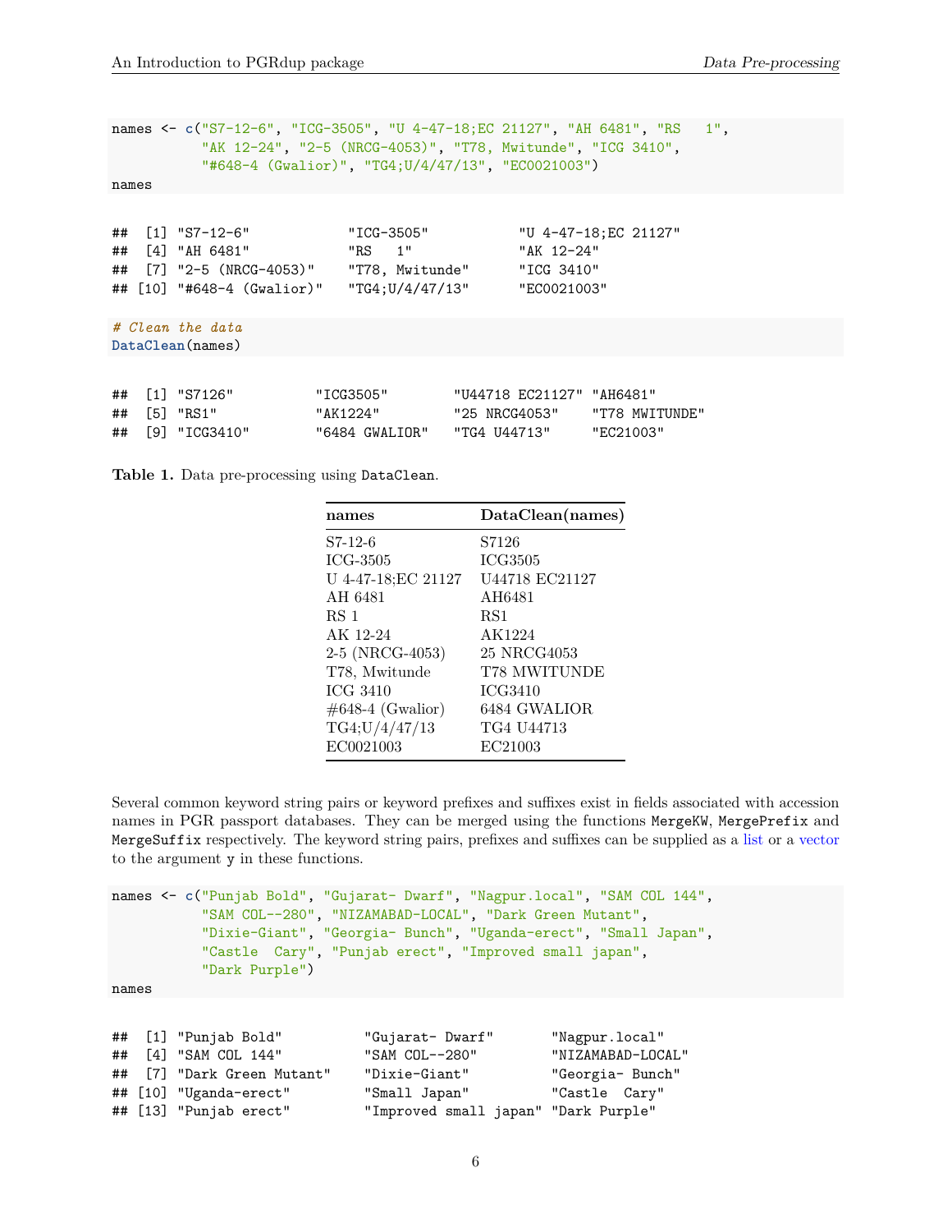```r
names <- c("S7-12-6", "ICG-3505", "U 4-47-18;EC 21127", "AH 6481", "RS   1",
           "AK 12-24", "2-5 (NRCG-4053)", "T78, Mwitunde", "ICG 3410",
           "#648-4 (Gwalior)", "TG4;U/4/47/13", "EC0021003")
names
```

```
##  [1] "S7-12-6"            "ICG-3505"           "U 4-47-18;EC 21127"
##  [4] "AH 6481"            "RS   1"             "AK 12-24"
##  [7] "2-5 (NRCG-4053)"    "T78, Mwitunde"      "ICG 3410"
## [10] "#648-4 (Gwalior)"   "TG4;U/4/47/13"      "EC0021003"
```

```r
# Clean the data
DataClean(names)
```

```
##  [1] "S7126"          "ICG3505"        "U44718 EC21127" "AH6481"
##  [5] "RS1"            "AK1224"         "25 NRCG4053"    "T78 MWITUNDE"
##  [9] "ICG3410"        "6484 GWALIOR"   "TG4 U44713"     "EC21003"
```

**Table 1.** Data pre-processing using DataClean.

| names | DataClean(names) |
|---|---|
| S7-12-6 | S7126 |
| ICG-3505 | ICG3505 |
| U 4-47-18;EC 21127 | U44718 EC21127 |
| AH 6481 | AH6481 |
| RS 1 | RS1 |
| AK 12-24 | AK1224 |
| 2-5 (NRCG-4053) | 25 NRCG4053 |
| T78, Mwitunde | T78 MWITUNDE |
| ICG 3410 | ICG3410 |
| #648-4 (Gwalior) | 6484 GWALIOR |
| TG4;U/4/47/13 | TG4 U44713 |
| EC0021003 | EC21003 |

Several common keyword string pairs or keyword prefixes and suffixes exist in fields associated with accession names in PGR passport databases. They can be merged using the functions MergeKW, MergePrefix and MergeSuffix respectively. The keyword string pairs, prefixes and suffixes can be supplied as a list or a vector to the argument y in these functions.

```r
names <- c("Punjab Bold", "Gujarat- Dwarf", "Nagpur.local", "SAM COL 144",
           "SAM COL--280", "NIZAMABAD-LOCAL", "Dark Green Mutant",
           "Dixie-Giant", "Georgia- Bunch", "Uganda-erect", "Small Japan",
           "Castle  Cary", "Punjab erect", "Improved small japan",
           "Dark Purple")
names
```

```
##  [1] "Punjab Bold"          "Gujarat- Dwarf"       "Nagpur.local"
##  [4] "SAM COL 144"          "SAM COL--280"         "NIZAMABAD-LOCAL"
##  [7] "Dark Green Mutant"    "Dixie-Giant"          "Georgia- Bunch"
## [10] "Uganda-erect"         "Small Japan"          "Castle  Cary"
## [13] "Punjab erect"         "Improved small japan" "Dark Purple"
```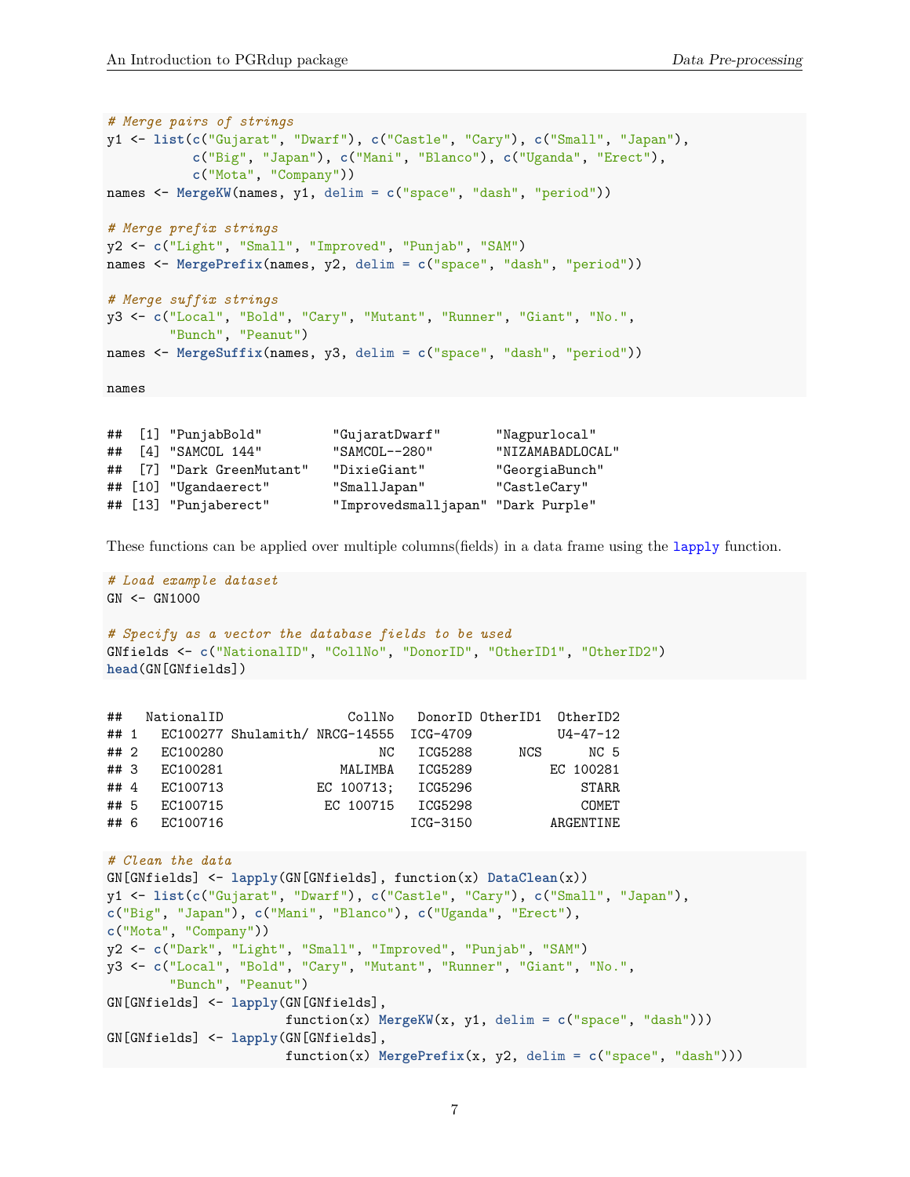```r
# Merge pairs of strings
y1 <- list(c("Gujarat", "Dwarf"), c("Castle", "Cary"), c("Small", "Japan"),
           c("Big", "Japan"), c("Mani", "Blanco"), c("Uganda", "Erect"),
           c("Mota", "Company"))
names <- MergeKW(names, y1, delim = c("space", "dash", "period"))

# Merge prefix strings
y2 <- c("Light", "Small", "Improved", "Punjab", "SAM")
names <- MergePrefix(names, y2, delim = c("space", "dash", "period"))

# Merge suffix strings
y3 <- c("Local", "Bold", "Cary", "Mutant", "Runner", "Giant", "No.",
        "Bunch", "Peanut")
names <- MergeSuffix(names, y3, delim = c("space", "dash", "period"))

names
```

```
##  [1] "PunjabBold"         "GujaratDwarf"       "Nagpurlocal"
##  [4] "SAMCOL 144"         "SAMCOL--280"        "NIZAMABADLOCAL"
##  [7] "Dark GreenMutant"   "DixieGiant"         "GeorgiaBunch"
## [10] "Ugandaerect"        "SmallJapan"         "CastleCary"
## [13] "Punjaberect"        "Improvedsmalljapan" "Dark Purple"
```

These functions can be applied over multiple columns(fields) in a data frame using the lapply function.

```r
# Load example dataset
GN <- GN1000

# Specify as a vector the database fields to be used
GNfields <- c("NationalID", "CollNo", "DonorID", "OtherID1", "OtherID2")
head(GN[GNfields])
```

```
##   NationalID               CollNo   DonorID OtherID1  OtherID2
## 1   EC100277 Shulamith/ NRCG-14555  ICG-4709           U4-47-12
## 2   EC100280                   NC   ICG5288      NCS      NC 5
## 3   EC100281              MALIMBA   ICG5289          EC 100281
## 4   EC100713            EC 100713;   ICG5296              STARR
## 5   EC100715             EC 100715   ICG5298              COMET
## 6   EC100716                        ICG-3150          ARGENTINE
```

```r
# Clean the data
GN[GNfields] <- lapply(GN[GNfields], function(x) DataClean(x))
y1 <- list(c("Gujarat", "Dwarf"), c("Castle", "Cary"), c("Small", "Japan"),
c("Big", "Japan"), c("Mani", "Blanco"), c("Uganda", "Erect"),
c("Mota", "Company"))
y2 <- c("Dark", "Light", "Small", "Improved", "Punjab", "SAM")
y3 <- c("Local", "Bold", "Cary", "Mutant", "Runner", "Giant", "No.",
        "Bunch", "Peanut")
GN[GNfields] <- lapply(GN[GNfields],
                       function(x) MergeKW(x, y1, delim = c("space", "dash")))
GN[GNfields] <- lapply(GN[GNfields],
                       function(x) MergePrefix(x, y2, delim = c("space", "dash")))
```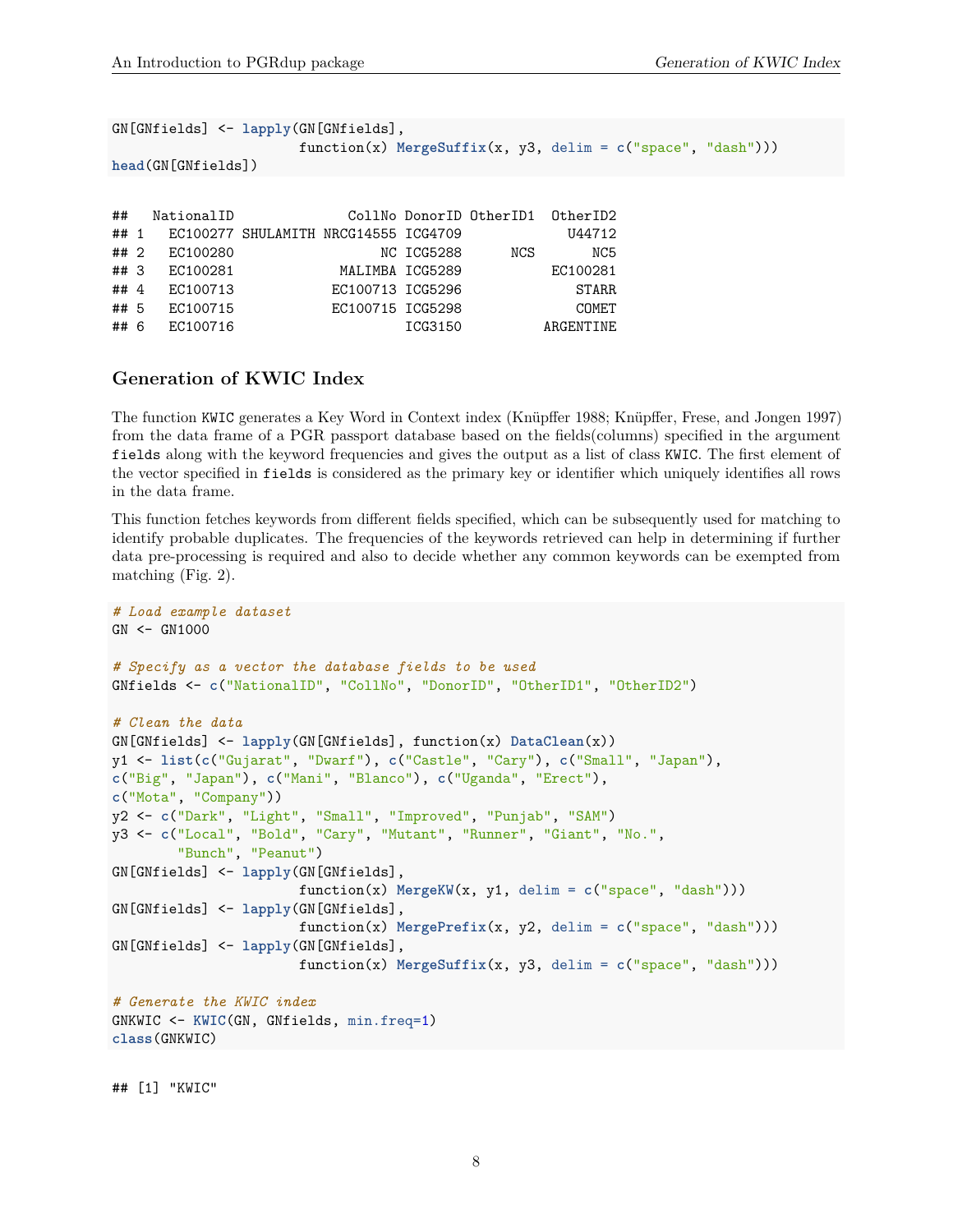```
GN[GNfields] <- lapply(GN[GNfields],
                       function(x) MergeSuffix(x, y3, delim = c("space", "dash")))
head(GN[GNfields])
```

```
##   NationalID              CollNo DonorID OtherID1  OtherID2
## 1   EC100277 SHULAMITH NRCG14555 ICG4709             U44712
## 2   EC100280                  NC ICG5288      NCS       NC5
## 3   EC100281             MALIMBA ICG5289           EC100281
## 4   EC100713            EC100713 ICG5296              STARR
## 5   EC100715            EC100715 ICG5298              COMET
## 6   EC100716                     ICG3150          ARGENTINE
```

## Generation of KWIC Index

The function `KWIC` generates a Key Word in Context index (Knüpffer 1988; Knüpffer, Frese, and Jongen 1997) from the data frame of a PGR passport database based on the fields(columns) specified in the argument `fields` along with the keyword frequencies and gives the output as a list of class `KWIC`. The first element of the vector specified in `fields` is considered as the primary key or identifier which uniquely identifies all rows in the data frame.

This function fetches keywords from different fields specified, which can be subsequently used for matching to identify probable duplicates. The frequencies of the keywords retrieved can help in determining if further data pre-processing is required and also to decide whether any common keywords can be exempted from matching (Fig. 2).

```
# Load example dataset
GN <- GN1000

# Specify as a vector the database fields to be used
GNfields <- c("NationalID", "CollNo", "DonorID", "OtherID1", "OtherID2")

# Clean the data
GN[GNfields] <- lapply(GN[GNfields], function(x) DataClean(x))
y1 <- list(c("Gujarat", "Dwarf"), c("Castle", "Cary"), c("Small", "Japan"),
c("Big", "Japan"), c("Mani", "Blanco"), c("Uganda", "Erect"),
c("Mota", "Company"))
y2 <- c("Dark", "Light", "Small", "Improved", "Punjab", "SAM")
y3 <- c("Local", "Bold", "Cary", "Mutant", "Runner", "Giant", "No.",
        "Bunch", "Peanut")
GN[GNfields] <- lapply(GN[GNfields],
                       function(x) MergeKW(x, y1, delim = c("space", "dash")))
GN[GNfields] <- lapply(GN[GNfields],
                       function(x) MergePrefix(x, y2, delim = c("space", "dash")))
GN[GNfields] <- lapply(GN[GNfields],
                       function(x) MergeSuffix(x, y3, delim = c("space", "dash")))

# Generate the KWIC index
GNKWIC <- KWIC(GN, GNfields, min.freq=1)
class(GNKWIC)
```

```
## [1] "KWIC"
```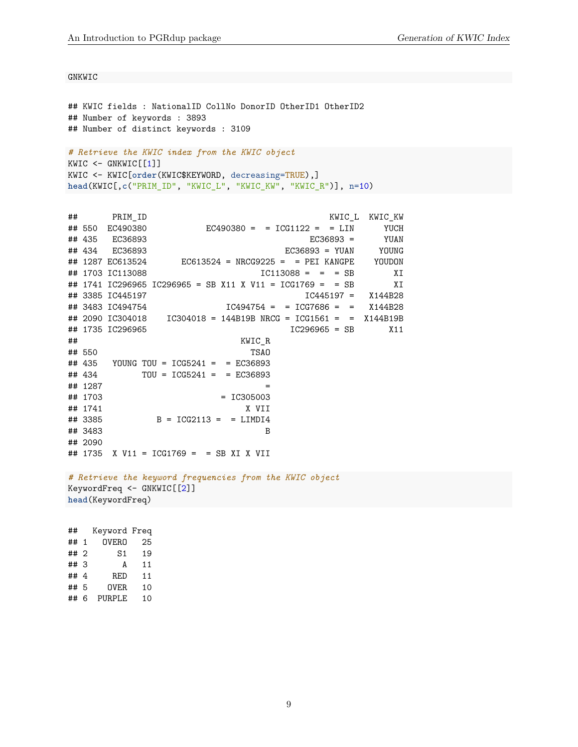```
GNKWIC
```

```
## KWIC fields : NationalID CollNo DonorID OtherID1 OtherID2
## Number of keywords : 3893
## Number of distinct keywords : 3109
```

```
# Retrieve the KWIC index from the KWIC object
KWIC <- GNKWIC[[1]]
KWIC <- KWIC[order(KWIC$KEYWORD, decreasing=TRUE),]
head(KWIC[,c("PRIM_ID", "KWIC_L", "KWIC_KW", "KWIC_R")], n=10)
```

```
##       PRIM_ID                                    KWIC_L  KWIC_KW
## 550  EC490380            EC490380 =  = ICG1122 =  = LIN      YUCH
## 435   EC36893                                EC36893 =      YUAN
## 434   EC36893                           EC36893 = YUAN     YOUNG
## 1287 EC613524       EC613524 = NRCG9225 =  = PEI KANGPE    YOUDON
## 1703 IC113088                         IC113088 =  =  = SB        XI
## 1741 IC296965 IC296965 = SB X11 X V11 = ICG1769 =  = SB        XI
## 3385 IC445197                               IC445197 =   X144B28
## 3483 IC494754               IC494754 =  = ICG7686 =  =   X144B28
## 2090 IC304018    IC304018 = 144B19B NRCG = ICG1561 =  =  X144B19B
## 1735 IC296965                             IC296965 = SB       X11
##                                 KWIC_R
## 550                               TSAO
## 435   YOUNG TOU = ICG5241 =  = EC36893
## 434         TOU = ICG5241 =  = EC36893
## 1287                                 =
## 1703                        = IC305003
## 1741                             X VII
## 3385           B = ICG2113 =  = LIMDI4
## 3483                                 B
## 2090
## 1735  X V11 = ICG1769 =  = SB XI X VII
```

```
# Retrieve the keyword frequencies from the KWIC object
KeywordFreq <- GNKWIC[[2]]
head(KeywordFreq)
```

```
##   Keyword Freq
## 1   OVERO   25
## 2      S1   19
## 3       A   11
## 4     RED   11
## 5    OVER   10
## 6  PURPLE   10
```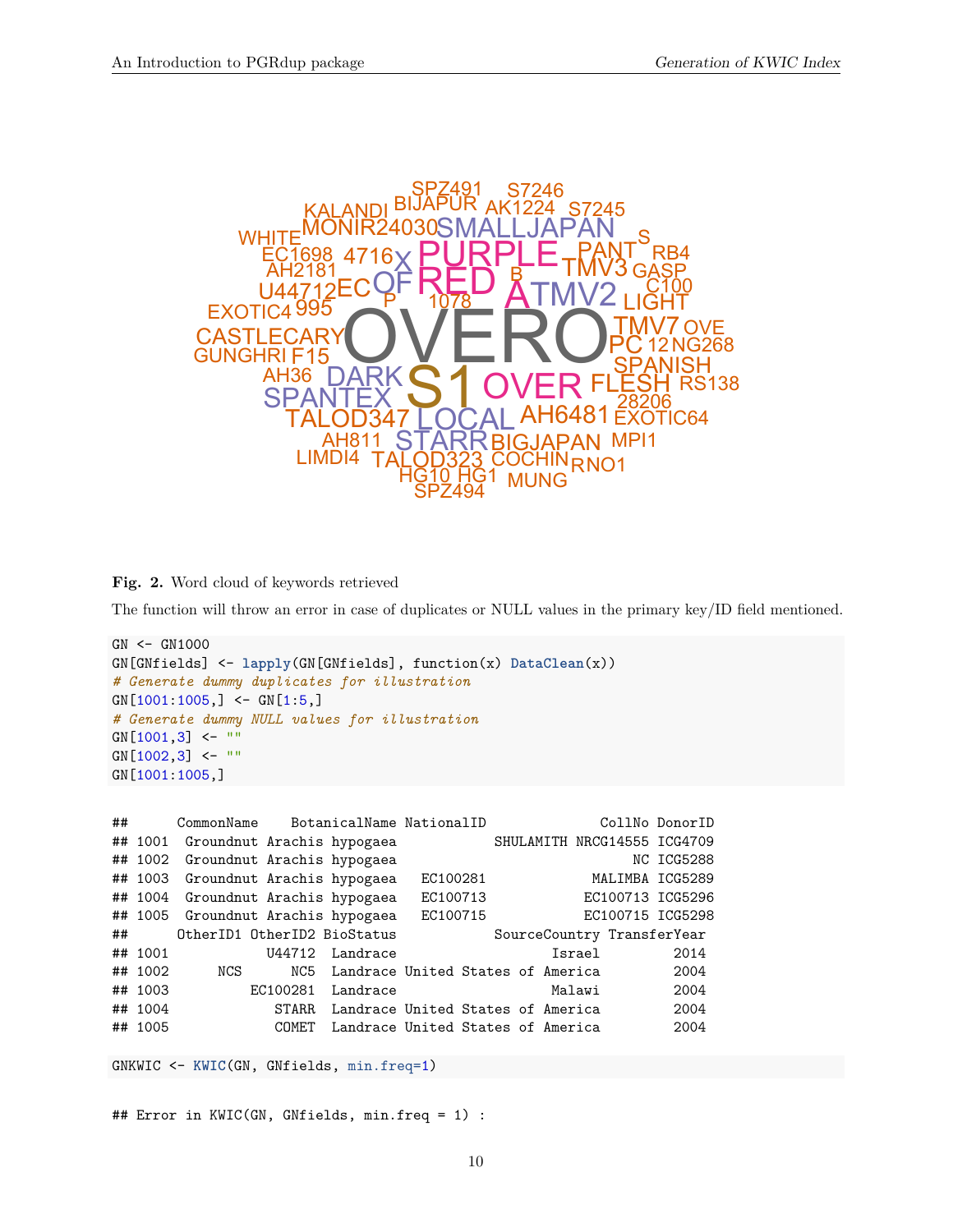**Fig. 2.** Word cloud of keywords retrieved

The function will throw an error in case of duplicates or NULL values in the primary key/ID field mentioned.

```
GN <- GN1000
GN[GNfields] <- lapply(GN[GNfields], function(x) DataClean(x))
# Generate dummy duplicates for illustration
GN[1001:1005,] <- GN[1:5,]
# Generate dummy NULL values for illustration
GN[1001,3] <- ""
GN[1002,3] <- ""
GN[1001:1005,]
```

```
##      CommonName    BotanicalName NationalID              CollNo DonorID
## 1001  Groundnut Arachis hypogaea            SHULAMITH NRCG14555 ICG4709
## 1002  Groundnut Arachis hypogaea                             NC ICG5288
## 1003  Groundnut Arachis hypogaea   EC100281             MALIMBA ICG5289
## 1004  Groundnut Arachis hypogaea   EC100713            EC100713 ICG5296
## 1005  Groundnut Arachis hypogaea   EC100715            EC100715 ICG5298
##      OtherID1 OtherID2 BioStatus            SourceCountry TransferYear
## 1001            U44712  Landrace                   Israel         2014
## 1002      NCS      NC5  Landrace United States of America         2004
## 1003          EC100281  Landrace                   Malawi         2004
## 1004             STARR  Landrace United States of America         2004
## 1005             COMET  Landrace United States of America         2004
```

```
GNKWIC <- KWIC(GN, GNfields, min.freq=1)
```

```
## Error in KWIC(GN, GNfields, min.freq = 1) :
```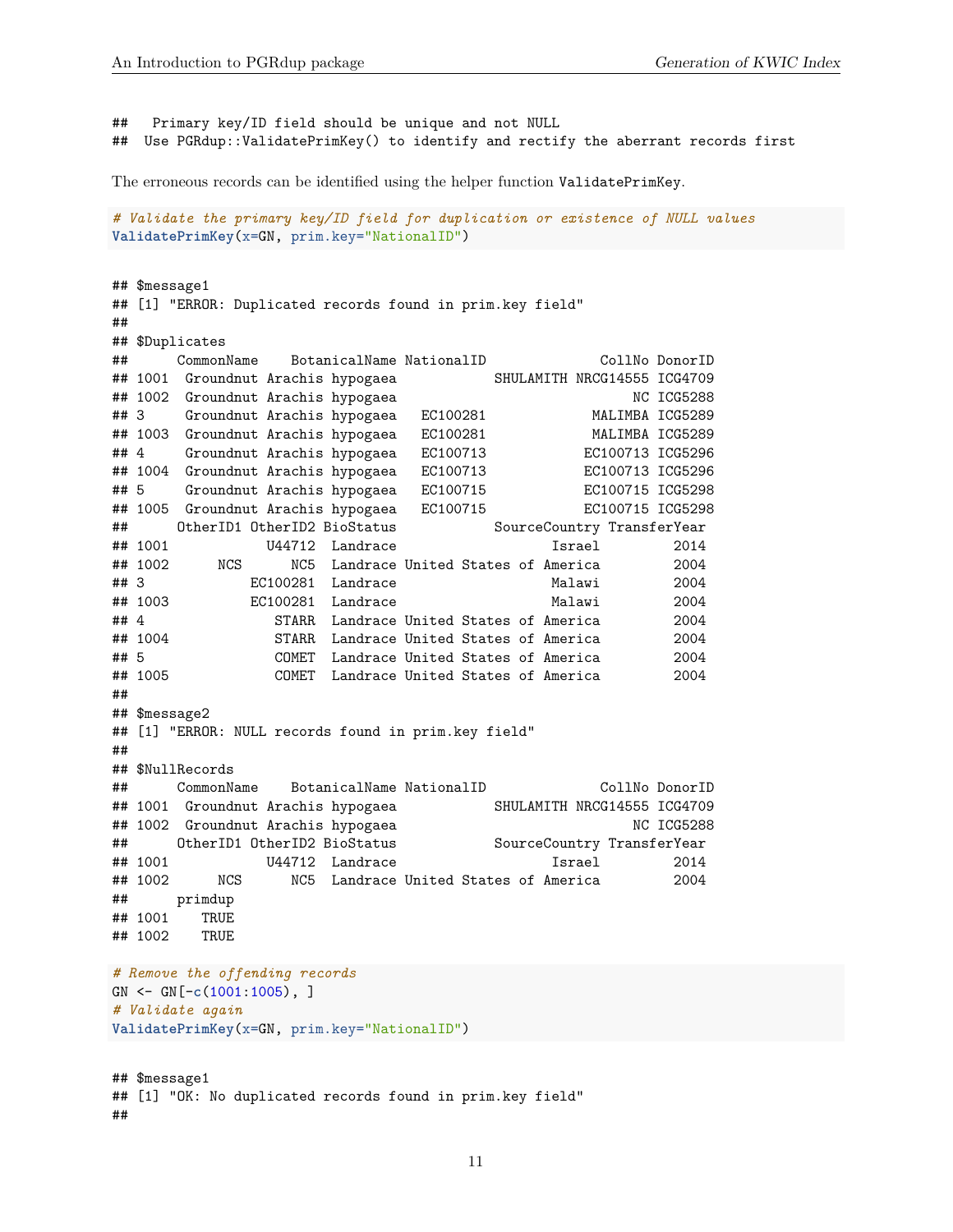```
##   Primary key/ID field should be unique and not NULL
##  Use PGRdup::ValidatePrimKey() to identify and rectify the aberrant records first
```

The erroneous records can be identified using the helper function `ValidatePrimKey`.

```
# Validate the primary key/ID field for duplication or existence of NULL values
ValidatePrimKey(x=GN, prim.key="NationalID")
```

```
## $message1
## [1] "ERROR: Duplicated records found in prim.key field"
## 
## $Duplicates
##      CommonName    BotanicalName NationalID             CollNo DonorID
## 1001  Groundnut Arachis hypogaea            SHULAMITH NRCG14555 ICG4709
## 1002  Groundnut Arachis hypogaea                              NC ICG5288
## 3     Groundnut Arachis hypogaea   EC100281            MALIMBA ICG5289
## 1003  Groundnut Arachis hypogaea   EC100281            MALIMBA ICG5289
## 4     Groundnut Arachis hypogaea   EC100713           EC100713 ICG5296
## 1004  Groundnut Arachis hypogaea   EC100713           EC100713 ICG5296
## 5     Groundnut Arachis hypogaea   EC100715           EC100715 ICG5298
## 1005  Groundnut Arachis hypogaea   EC100715           EC100715 ICG5298
##      OtherID1 OtherID2 BioStatus            SourceCountry TransferYear
## 1001            U44712  Landrace                   Israel         2014
## 1002      NCS      NC5  Landrace United States of America         2004
## 3             EC100281  Landrace                   Malawi         2004
## 1003          EC100281  Landrace                   Malawi         2004
## 4                STARR  Landrace United States of America         2004
## 1004             STARR  Landrace United States of America         2004
## 5                COMET  Landrace United States of America         2004
## 1005             COMET  Landrace United States of America         2004
## 
## $message2
## [1] "ERROR: NULL records found in prim.key field"
## 
## $NullRecords
##      CommonName    BotanicalName NationalID             CollNo DonorID
## 1001  Groundnut Arachis hypogaea            SHULAMITH NRCG14555 ICG4709
## 1002  Groundnut Arachis hypogaea                              NC ICG5288
##      OtherID1 OtherID2 BioStatus            SourceCountry TransferYear
## 1001            U44712  Landrace                   Israel         2014
## 1002      NCS      NC5  Landrace United States of America         2004
##      primdup
## 1001    TRUE
## 1002    TRUE
```

```
# Remove the offending records
GN <- GN[-c(1001:1005), ]
# Validate again
ValidatePrimKey(x=GN, prim.key="NationalID")
```

```
## $message1
## [1] "OK: No duplicated records found in prim.key field"
## 
```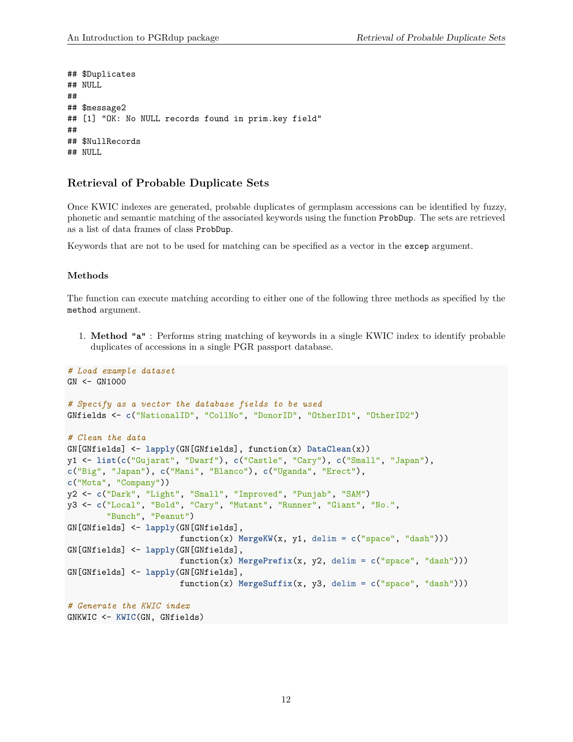```
## $Duplicates
## NULL
##
## $message2
## [1] "OK: No NULL records found in prim.key field"
##
## $NullRecords
## NULL
```

## Retrieval of Probable Duplicate Sets

Once KWIC indexes are generated, probable duplicates of germplasm accessions can be identified by fuzzy, phonetic and semantic matching of the associated keywords using the function `ProbDup`. The sets are retrieved as a list of data frames of class `ProbDup`.

Keywords that are not to be used for matching can be specified as a vector in the `excep` argument.

### Methods

The function can execute matching according to either one of the following three methods as specified by the `method` argument.

1. **Method "a"** : Performs string matching of keywords in a single KWIC index to identify probable duplicates of accessions in a single PGR passport database.

```r
# Load example dataset
GN <- GN1000

# Specify as a vector the database fields to be used
GNfields <- c("NationalID", "CollNo", "DonorID", "OtherID1", "OtherID2")

# Clean the data
GN[GNfields] <- lapply(GN[GNfields], function(x) DataClean(x))
y1 <- list(c("Gujarat", "Dwarf"), c("Castle", "Cary"), c("Small", "Japan"),
c("Big", "Japan"), c("Mani", "Blanco"), c("Uganda", "Erect"),
c("Mota", "Company"))
y2 <- c("Dark", "Light", "Small", "Improved", "Punjab", "SAM")
y3 <- c("Local", "Bold", "Cary", "Mutant", "Runner", "Giant", "No.",
        "Bunch", "Peanut")
GN[GNfields] <- lapply(GN[GNfields],
                       function(x) MergeKW(x, y1, delim = c("space", "dash")))
GN[GNfields] <- lapply(GN[GNfields],
                       function(x) MergePrefix(x, y2, delim = c("space", "dash")))
GN[GNfields] <- lapply(GN[GNfields],
                       function(x) MergeSuffix(x, y3, delim = c("space", "dash")))

# Generate the KWIC index
GNKWIC <- KWIC(GN, GNfields)
```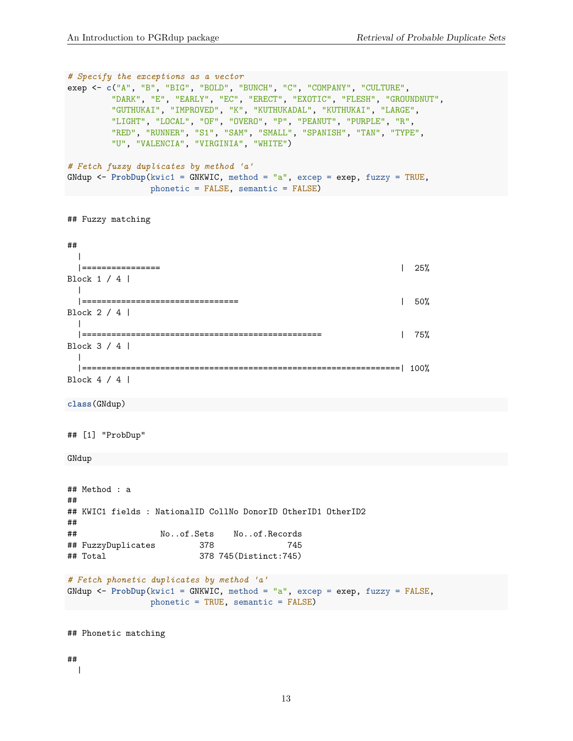```r
# Specify the exceptions as a vector
exep <- c("A", "B", "BIG", "BOLD", "BUNCH", "C", "COMPANY", "CULTURE",
         "DARK", "E", "EARLY", "EC", "ERECT", "EXOTIC", "FLESH", "GROUNDNUT",
         "GUTHUKAI", "IMPROVED", "K", "KUTHUKADAL", "KUTHUKAI", "LARGE",
         "LIGHT", "LOCAL", "OF", "OVERO", "P", "PEANUT", "PURPLE", "R",
         "RED", "RUNNER", "S1", "SAM", "SMALL", "SPANISH", "TAN", "TYPE",
         "U", "VALENCIA", "VIRGINIA", "WHITE")

# Fetch fuzzy duplicates by method 'a'
GNdup <- ProbDup(kwic1 = GNKWIC, method = "a", excep = exep, fuzzy = TRUE,
                 phonetic = FALSE, semantic = FALSE)
```

```
## Fuzzy matching

##
  |
  |================                                                 |  25%
Block 1 / 4 |
  |
  |================================                                 |  50%
Block 2 / 4 |
  |
  |=================================================                |  75%
Block 3 / 4 |
  |
  |=================================================================| 100%
Block 4 / 4 |
```

```r
class(GNdup)
```

```
## [1] "ProbDup"
```

```r
GNdup
```

```
## Method : a
##
## KWIC1 fields : NationalID CollNo DonorID OtherID1 OtherID2
##
##                  No..of.Sets    No..of.Records
## FuzzyDuplicates         378               745
## Total                   378 745(Distinct:745)
```

```r
# Fetch phonetic duplicates by method 'a'
GNdup <- ProbDup(kwic1 = GNKWIC, method = "a", excep = exep, fuzzy = FALSE,
                 phonetic = TRUE, semantic = FALSE)
```

```
## Phonetic matching

##
  |
```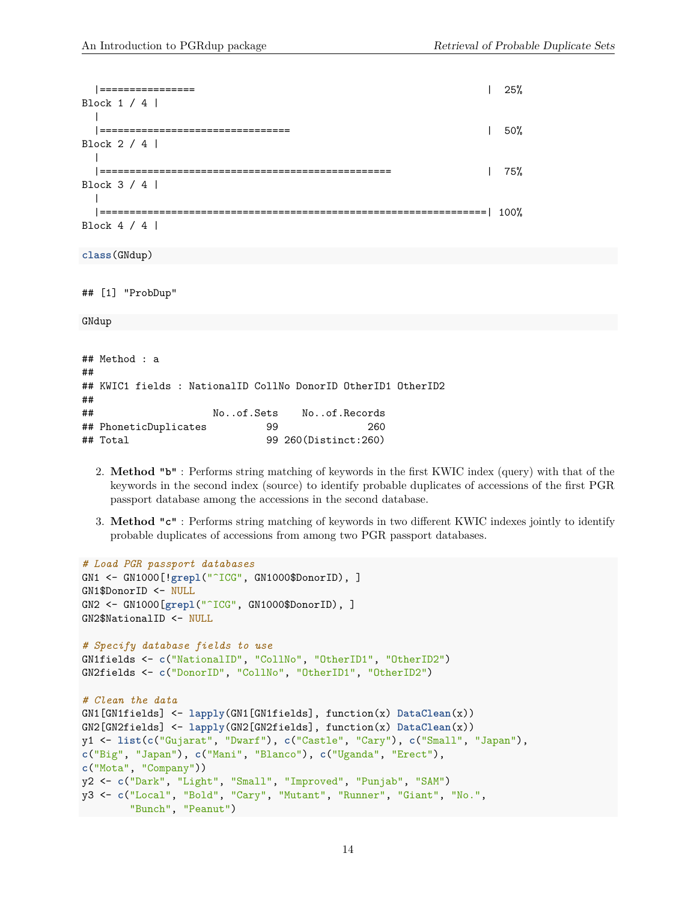```
  |================                                                        |  25%
Block 1 / 4 |
  |
  |================================                                        |  50%
Block 2 / 4 |
  |
  |================================================                        |  75%
Block 3 / 4 |
  |
  |========================================================================| 100%
Block 4 / 4 |
```

```
class(GNdup)
```

```
## [1] "ProbDup"
```

```
GNdup
```

```
## Method : a
##
## KWIC1 fields : NationalID CollNo DonorID OtherID1 OtherID2
##
##                     No..of.Sets    No..of.Records
## PhoneticDuplicates           99               260
## Total                        99 260(Distinct:260)
```

2. **Method "b"** : Performs string matching of keywords in the first KWIC index (query) with that of the keywords in the second index (source) to identify probable duplicates of accessions of the first PGR passport database among the accessions in the second database.

3. **Method "c"** : Performs string matching of keywords in two different KWIC indexes jointly to identify probable duplicates of accessions from among two PGR passport databases.

```
# Load PGR passport databases
GN1 <- GN1000[!grepl("^ICG", GN1000$DonorID), ]
GN1$DonorID <- NULL
GN2 <- GN1000[grepl("^ICG", GN1000$DonorID), ]
GN2$NationalID <- NULL

# Specify database fields to use
GN1fields <- c("NationalID", "CollNo", "OtherID1", "OtherID2")
GN2fields <- c("DonorID", "CollNo", "OtherID1", "OtherID2")

# Clean the data
GN1[GN1fields] <- lapply(GN1[GN1fields], function(x) DataClean(x))
GN2[GN2fields] <- lapply(GN2[GN2fields], function(x) DataClean(x))
y1 <- list(c("Gujarat", "Dwarf"), c("Castle", "Cary"), c("Small", "Japan"),
c("Big", "Japan"), c("Mani", "Blanco"), c("Uganda", "Erect"),
c("Mota", "Company"))
y2 <- c("Dark", "Light", "Small", "Improved", "Punjab", "SAM")
y3 <- c("Local", "Bold", "Cary", "Mutant", "Runner", "Giant", "No.",
        "Bunch", "Peanut")
```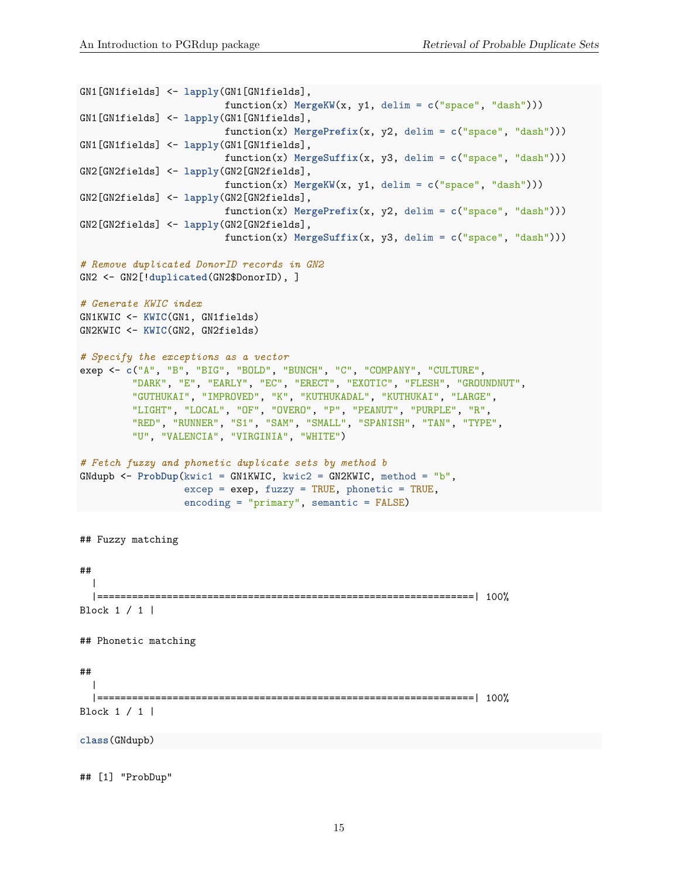```
GN1[GN1fields] <- lapply(GN1[GN1fields],
                         function(x) MergeKW(x, y1, delim = c("space", "dash")))
GN1[GN1fields] <- lapply(GN1[GN1fields],
                         function(x) MergePrefix(x, y2, delim = c("space", "dash")))
GN1[GN1fields] <- lapply(GN1[GN1fields],
                         function(x) MergeSuffix(x, y3, delim = c("space", "dash")))
GN2[GN2fields] <- lapply(GN2[GN2fields],
                         function(x) MergeKW(x, y1, delim = c("space", "dash")))
GN2[GN2fields] <- lapply(GN2[GN2fields],
                         function(x) MergePrefix(x, y2, delim = c("space", "dash")))
GN2[GN2fields] <- lapply(GN2[GN2fields],
                         function(x) MergeSuffix(x, y3, delim = c("space", "dash")))

# Remove duplicated DonorID records in GN2
GN2 <- GN2[!duplicated(GN2$DonorID), ]

# Generate KWIC index
GN1KWIC <- KWIC(GN1, GN1fields)
GN2KWIC <- KWIC(GN2, GN2fields)

# Specify the exceptions as a vector
exep <- c("A", "B", "BIG", "BOLD", "BUNCH", "C", "COMPANY", "CULTURE",
         "DARK", "E", "EARLY", "EC", "ERECT", "EXOTIC", "FLESH", "GROUNDNUT",
         "GUTHUKAI", "IMPROVED", "K", "KUTHUKADAL", "KUTHUKAI", "LARGE",
         "LIGHT", "LOCAL", "OF", "OVERO", "P", "PEANUT", "PURPLE", "R",
         "RED", "RUNNER", "S1", "SAM", "SMALL", "SPANISH", "TAN", "TYPE",
         "U", "VALENCIA", "VIRGINIA", "WHITE")

# Fetch fuzzy and phonetic duplicate sets by method b
GNdupb <- ProbDup(kwic1 = GN1KWIC, kwic2 = GN2KWIC, method = "b",
                  excep = exep, fuzzy = TRUE, phonetic = TRUE,
                  encoding = "primary", semantic = FALSE)
```

```
## Fuzzy matching

## 
  |                                                                  
  |==================================================================| 100%
Block 1 / 1 |

## Phonetic matching

## 
  |                                                                  
  |==================================================================| 100%
Block 1 / 1 |
```

```
class(GNdupb)
```

```
## [1] "ProbDup"
```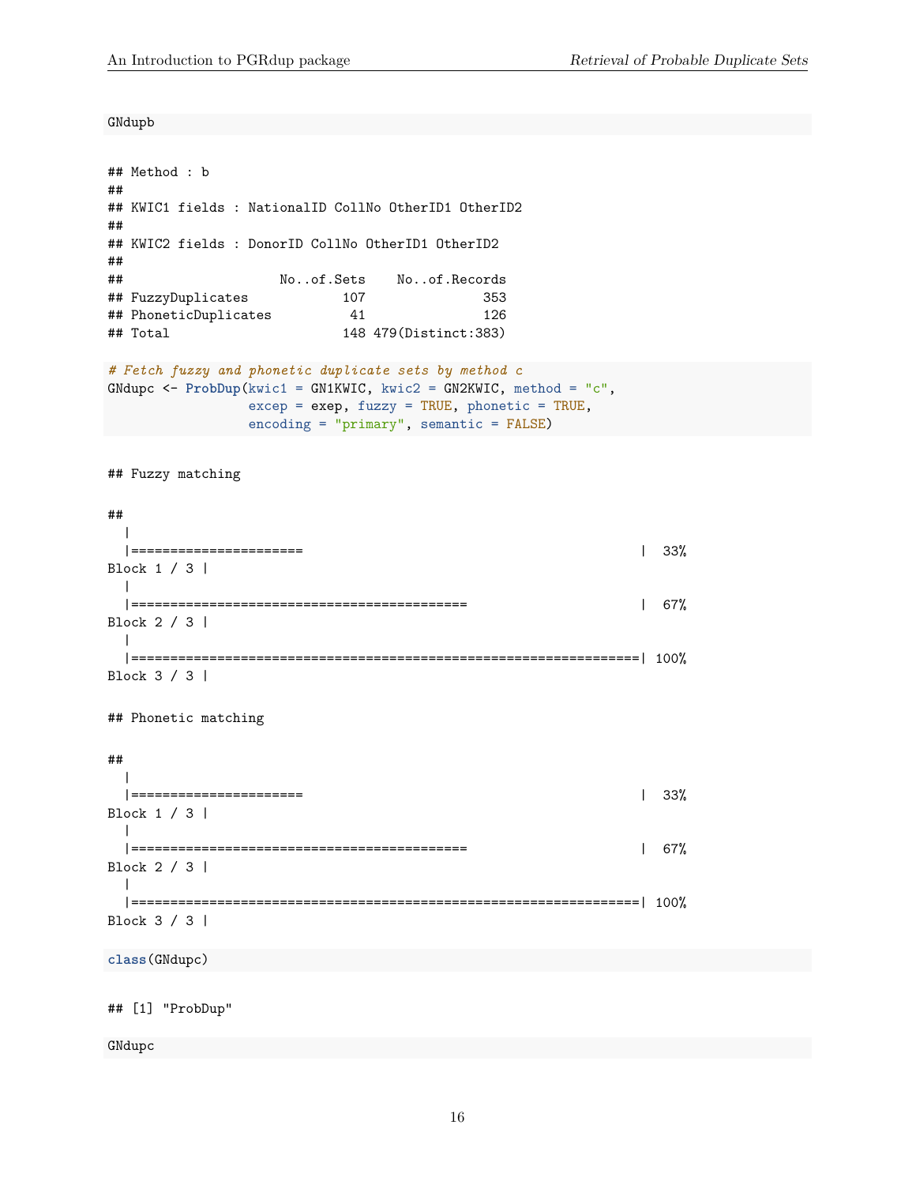```
GNdupb
```

```
## Method : b
##
## KWIC1 fields : NationalID CollNo OtherID1 OtherID2
##
## KWIC2 fields : DonorID CollNo OtherID1 OtherID2
##
##                     No..of.Sets    No..of.Records
## FuzzyDuplicates             107               353
## PhoneticDuplicates           41               126
## Total                       148 479(Distinct:383)
```

```
# Fetch fuzzy and phonetic duplicate sets by method c
GNdupc <- ProbDup(kwic1 = GN1KWIC, kwic2 = GN2KWIC, method = "c",
                  excep = exep, fuzzy = TRUE, phonetic = TRUE,
                  encoding = "primary", semantic = FALSE)
```

```
## Fuzzy matching
```

```
##
  |
  |======================                                           |  33%
Block 1 / 3 |
  |
  |===========================================                      |  67%
Block 2 / 3 |
  |
  |=================================================================| 100%
Block 3 / 3 |
```

```
## Phonetic matching
```

```
##
  |
  |======================                                           |  33%
Block 1 / 3 |
  |
  |===========================================                      |  67%
Block 2 / 3 |
  |
  |=================================================================| 100%
Block 3 / 3 |
```

```
class(GNdupc)
```

```
## [1] "ProbDup"
```

```
GNdupc
```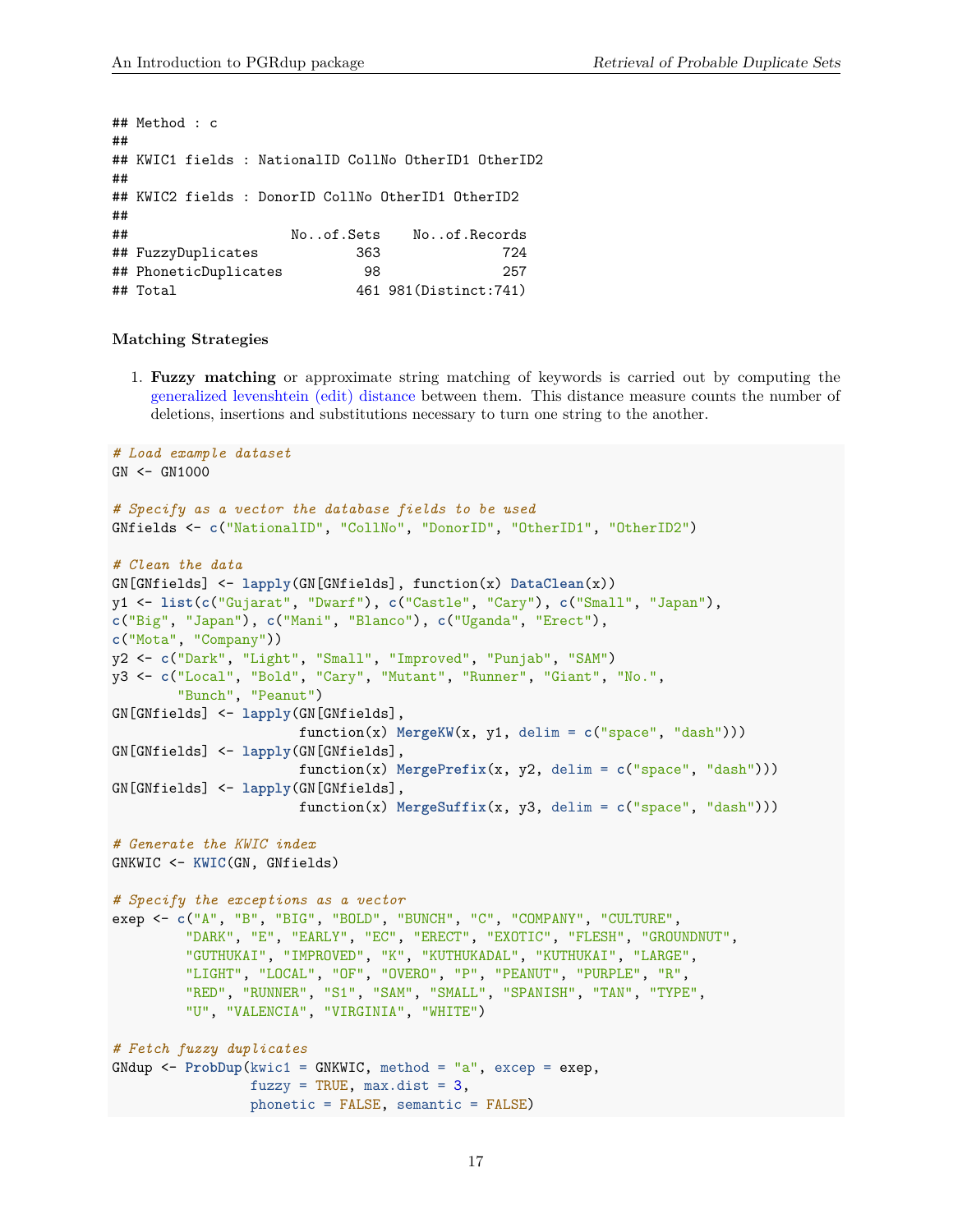```
## Method : c
##
## KWIC1 fields : NationalID CollNo OtherID1 OtherID2
##
## KWIC2 fields : DonorID CollNo OtherID1 OtherID2
##
##                    No..of.Sets    No..of.Records
## FuzzyDuplicates           363               724
## PhoneticDuplicates         98               257
## Total                     461 981(Distinct:741)
```

#### Matching Strategies

1. **Fuzzy matching** or approximate string matching of keywords is carried out by computing the generalized levenshtein (edit) distance between them. This distance measure counts the number of deletions, insertions and substitutions necessary to turn one string to the another.

```
# Load example dataset
GN <- GN1000

# Specify as a vector the database fields to be used
GNfields <- c("NationalID", "CollNo", "DonorID", "OtherID1", "OtherID2")

# Clean the data
GN[GNfields] <- lapply(GN[GNfields], function(x) DataClean(x))
y1 <- list(c("Gujarat", "Dwarf"), c("Castle", "Cary"), c("Small", "Japan"),
c("Big", "Japan"), c("Mani", "Blanco"), c("Uganda", "Erect"),
c("Mota", "Company"))
y2 <- c("Dark", "Light", "Small", "Improved", "Punjab", "SAM")
y3 <- c("Local", "Bold", "Cary", "Mutant", "Runner", "Giant", "No.",
        "Bunch", "Peanut")
GN[GNfields] <- lapply(GN[GNfields],
                       function(x) MergeKW(x, y1, delim = c("space", "dash")))
GN[GNfields] <- lapply(GN[GNfields],
                       function(x) MergePrefix(x, y2, delim = c("space", "dash")))
GN[GNfields] <- lapply(GN[GNfields],
                       function(x) MergeSuffix(x, y3, delim = c("space", "dash")))

# Generate the KWIC index
GNKWIC <- KWIC(GN, GNfields)

# Specify the exceptions as a vector
exep <- c("A", "B", "BIG", "BOLD", "BUNCH", "C", "COMPANY", "CULTURE",
         "DARK", "E", "EARLY", "EC", "ERECT", "EXOTIC", "FLESH", "GROUNDNUT",
         "GUTHUKAI", "IMPROVED", "K", "KUTHUKADAL", "KUTHUKAI", "LARGE",
         "LIGHT", "LOCAL", "OF", "OVERO", "P", "PEANUT", "PURPLE", "R",
         "RED", "RUNNER", "S1", "SAM", "SMALL", "SPANISH", "TAN", "TYPE",
         "U", "VALENCIA", "VIRGINIA", "WHITE")

# Fetch fuzzy duplicates
GNdup <- ProbDup(kwic1 = GNKWIC, method = "a", excep = exep,
                 fuzzy = TRUE, max.dist = 3,
                 phonetic = FALSE, semantic = FALSE)
```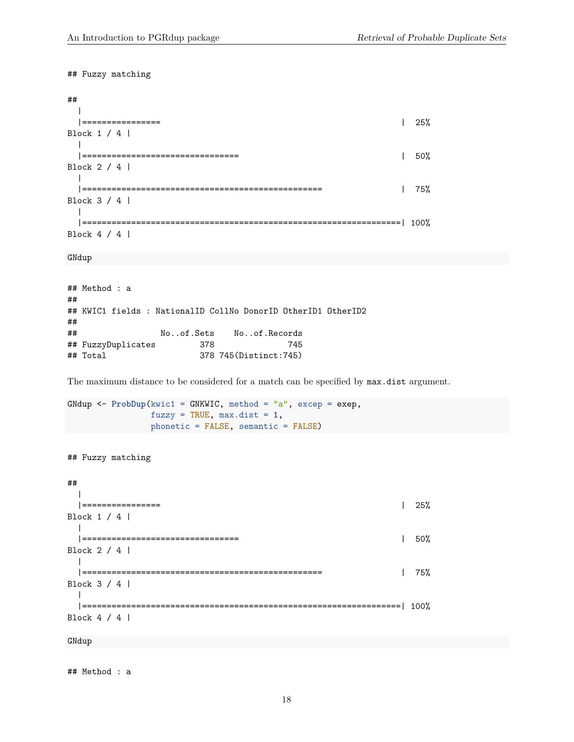```
## Fuzzy matching
```

```
##
  |
  |================                                                      |  25%
Block 1 / 4 |
  |
  |================================                                      |  50%
Block 2 / 4 |
  |
  |=================================================                     |  75%
Block 3 / 4 |
  |
  |=================================================================| 100%
Block 4 / 4 |
```

```
GNdup
```

```
## Method : a
##
## KWIC1 fields : NationalID CollNo DonorID OtherID1 OtherID2
##
##                 No..of.Sets    No..of.Records
## FuzzyDuplicates         378               745
## Total                   378 745(Distinct:745)
```

The maximum distance to be considered for a match can be specified by `max.dist` argument.

```
GNdup <- ProbDup(kwic1 = GNKWIC, method = "a", excep = exep,
                 fuzzy = TRUE, max.dist = 1,
                 phonetic = FALSE, semantic = FALSE)
```

```
## Fuzzy matching
```

```
##
  |
  |================                                                      |  25%
Block 1 / 4 |
  |
  |================================                                      |  50%
Block 2 / 4 |
  |
  |=================================================                     |  75%
Block 3 / 4 |
  |
  |=================================================================| 100%
Block 4 / 4 |
```

```
GNdup
```

```
## Method : a
```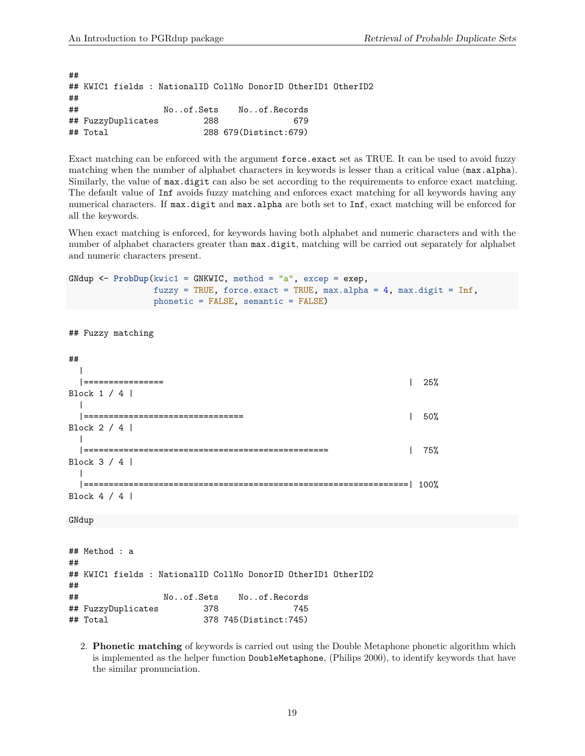```
##
## KWIC1 fields : NationalID CollNo DonorID OtherID1 OtherID2
##
##                 No..of.Sets    No..of.Records
## FuzzyDuplicates         288               679
## Total                   288 679(Distinct:679)
```

Exact matching can be enforced with the argument `force.exact` set as TRUE. It can be used to avoid fuzzy matching when the number of alphabet characters in keywords is lesser than a critical value (`max.alpha`). Similarly, the value of `max.digit` can also be set according to the requirements to enforce exact matching. The default value of `Inf` avoids fuzzy matching and enforces exact matching for all keywords having any numerical characters. If `max.digit` and `max.alpha` are both set to `Inf`, exact matching will be enforced for all the keywords.

When exact matching is enforced, for keywords having both alphabet and numeric characters and with the number of alphabet characters greater than `max.digit`, matching will be carried out separately for alphabet and numeric characters present.

```
GNdup <- ProbDup(kwic1 = GNKWIC, method = "a", excep = exep,
                 fuzzy = TRUE, force.exact = TRUE, max.alpha = 4, max.digit = Inf,
                 phonetic = FALSE, semantic = FALSE)
```

```
## Fuzzy matching
```

```
##
  |
  |================                                                      |  25%
Block 1 / 4 |
  |
  |================================                                      |  50%
Block 2 / 4 |
  |
  |================================================                      |  75%
Block 3 / 4 |
  |
  |======================================================================| 100%
Block 4 / 4 |
```

```
GNdup
```

```
## Method : a
##
## KWIC1 fields : NationalID CollNo DonorID OtherID1 OtherID2
##
##                 No..of.Sets    No..of.Records
## FuzzyDuplicates         378               745
## Total                   378 745(Distinct:745)
```

2. **Phonetic matching** of keywords is carried out using the Double Metaphone phonetic algorithm which is implemented as the helper function `DoubleMetaphone`, (Philips 2000), to identify keywords that have the similar pronunciation.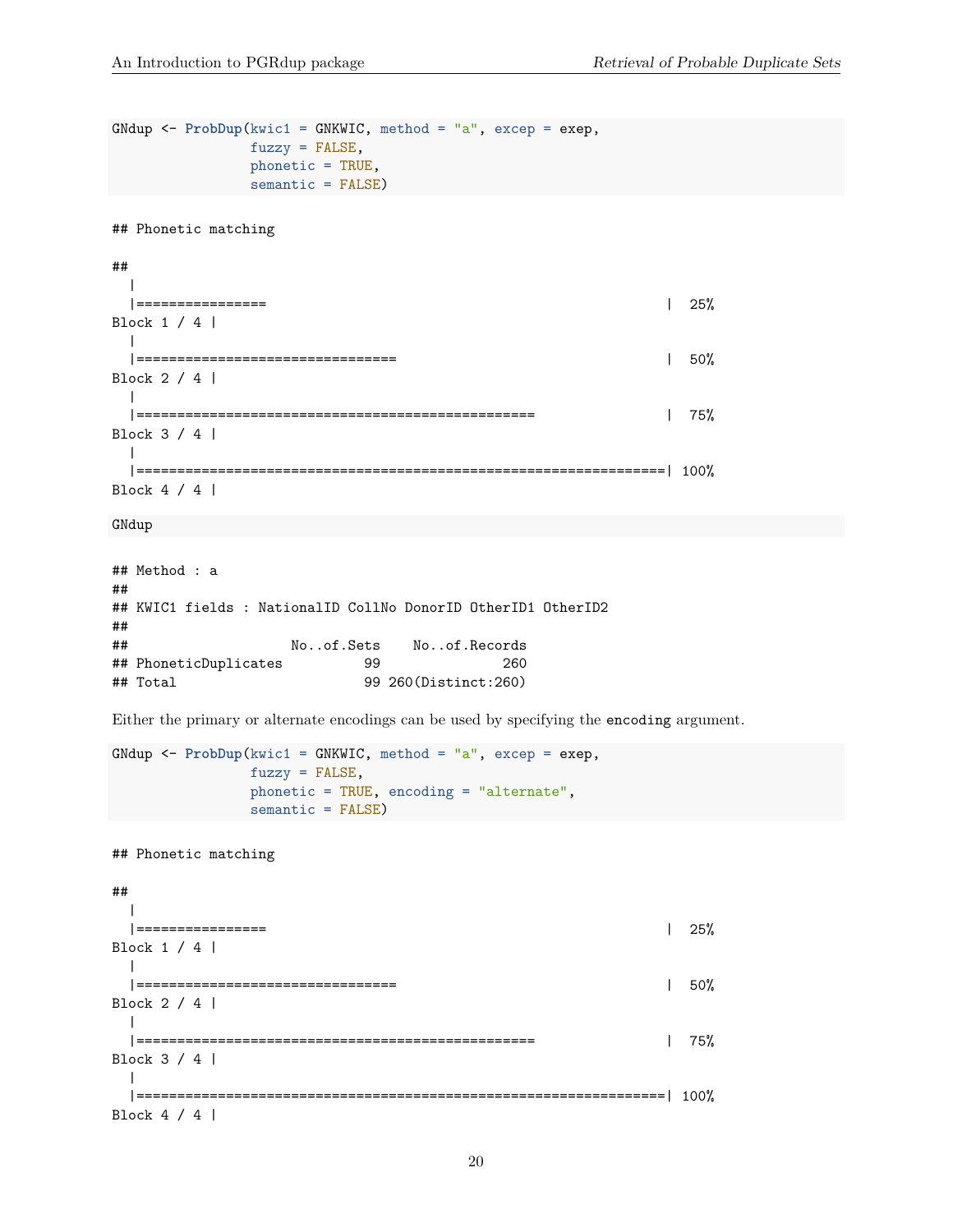```r
GNdup <- ProbDup(kwic1 = GNKWIC, method = "a", excep = exep,
                 fuzzy = FALSE,
                 phonetic = TRUE,
                 semantic = FALSE)
```

```
## Phonetic matching

##
  |
  |================                                                |  25%
Block 1 / 4 |
  |
  |================================                                |  50%
Block 2 / 4 |
  |
  |================================================                |  75%
Block 3 / 4 |
  |
  |================================================================| 100%
Block 4 / 4 |
```

```r
GNdup
```

```
## Method : a
##
## KWIC1 fields : NationalID CollNo DonorID OtherID1 OtherID2
##
##                     No..of.Sets    No..of.Records
## PhoneticDuplicates          99               260
## Total                       99 260(Distinct:260)
```

Either the primary or alternate encodings can be used by specifying the `encoding` argument.

```r
GNdup <- ProbDup(kwic1 = GNKWIC, method = "a", excep = exep,
                 fuzzy = FALSE,
                 phonetic = TRUE, encoding = "alternate",
                 semantic = FALSE)
```

```
## Phonetic matching

##
  |
  |================                                                |  25%
Block 1 / 4 |
  |
  |================================                                |  50%
Block 2 / 4 |
  |
  |================================================                |  75%
Block 3 / 4 |
  |
  |================================================================| 100%
Block 4 / 4 |
```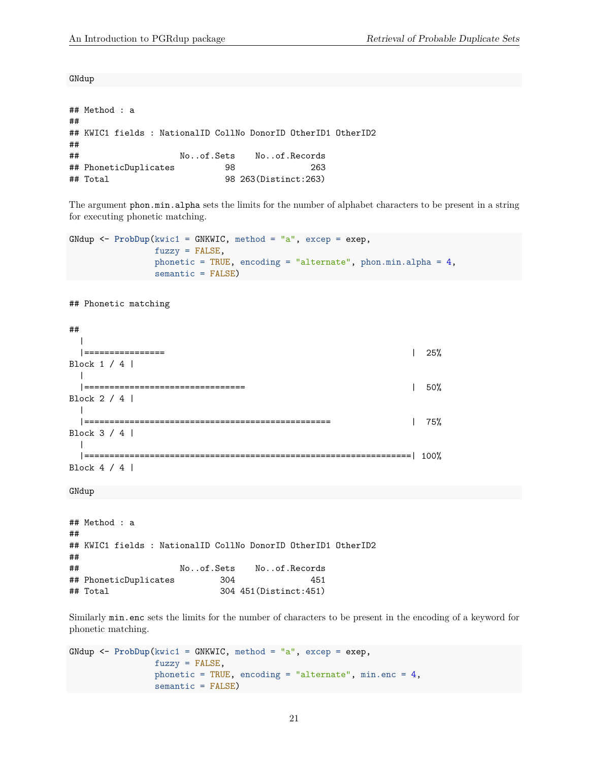```
GNdup
```

```
## Method : a
##
## KWIC1 fields : NationalID CollNo DonorID OtherID1 OtherID2
##
##                    No..of.Sets    No..of.Records
## PhoneticDuplicates          98               263
## Total                       98 263(Distinct:263)
```

The argument `phon.min.alpha` sets the limits for the number of alphabet characters to be present in a string for executing phonetic matching.

```
GNdup <- ProbDup(kwic1 = GNKWIC, method = "a", excep = exep,
                 fuzzy = FALSE,
                 phonetic = TRUE, encoding = "alternate", phon.min.alpha = 4,
                 semantic = FALSE)
```

```
## Phonetic matching
```

```
##
  |
  |================                                                |  25%
Block 1 / 4 |
  |
  |================================                                |  50%
Block 2 / 4 |
  |
  |================================================                |  75%
Block 3 / 4 |
  |
  |================================================================| 100%
Block 4 / 4 |
```

```
GNdup
```

```
## Method : a
##
## KWIC1 fields : NationalID CollNo DonorID OtherID1 OtherID2
##
##                    No..of.Sets    No..of.Records
## PhoneticDuplicates         304               451
## Total                      304 451(Distinct:451)
```

Similarly `min.enc` sets the limits for the number of characters to be present in the encoding of a keyword for phonetic matching.

```
GNdup <- ProbDup(kwic1 = GNKWIC, method = "a", excep = exep,
                 fuzzy = FALSE,
                 phonetic = TRUE, encoding = "alternate", min.enc = 4,
                 semantic = FALSE)
```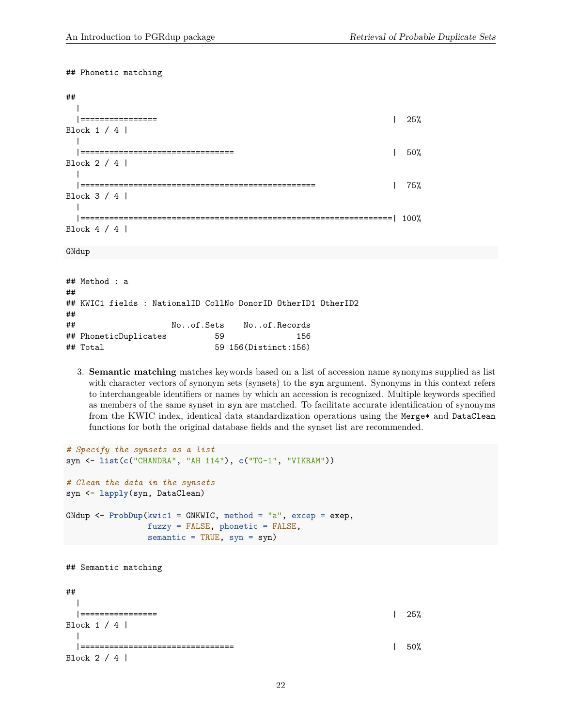```
## Phonetic matching

##
  |
  |================                                                      |  25%
Block 1 / 4 |
  |
  |================================                                      |  50%
Block 2 / 4 |
  |
  |=================================================                     |  75%
Block 3 / 4 |
  |
  |======================================================================| 100%
Block 4 / 4 |
```

```
GNdup
```

```
## Method : a
##
## KWIC1 fields : NationalID CollNo DonorID OtherID1 OtherID2
##
##                    No..of.Sets    No..of.Records
## PhoneticDuplicates          59               156
## Total                       59 156(Distinct:156)
```

3. **Semantic matching** matches keywords based on a list of accession name synonyms supplied as list with character vectors of synonym sets (synsets) to the `syn` argument. Synonyms in this context refers to interchangeable identifiers or names by which an accession is recognized. Multiple keywords specified as members of the same synset in `syn` are matched. To facilitate accurate identification of synonyms from the KWIC index, identical data standardization operations using the `Merge*` and `DataClean` functions for both the original database fields and the synset list are recommended.

```
# Specify the synsets as a list
syn <- list(c("CHANDRA", "AH 114"), c("TG-1", "VIKRAM"))

# Clean the data in the synsets
syn <- lapply(syn, DataClean)

GNdup <- ProbDup(kwic1 = GNKWIC, method = "a", excep = exep,
                 fuzzy = FALSE, phonetic = FALSE,
                 semantic = TRUE, syn = syn)
```

```
## Semantic matching

##
  |
  |================                                                      |  25%
Block 1 / 4 |
  |
  |================================                                      |  50%
Block 2 / 4 |
```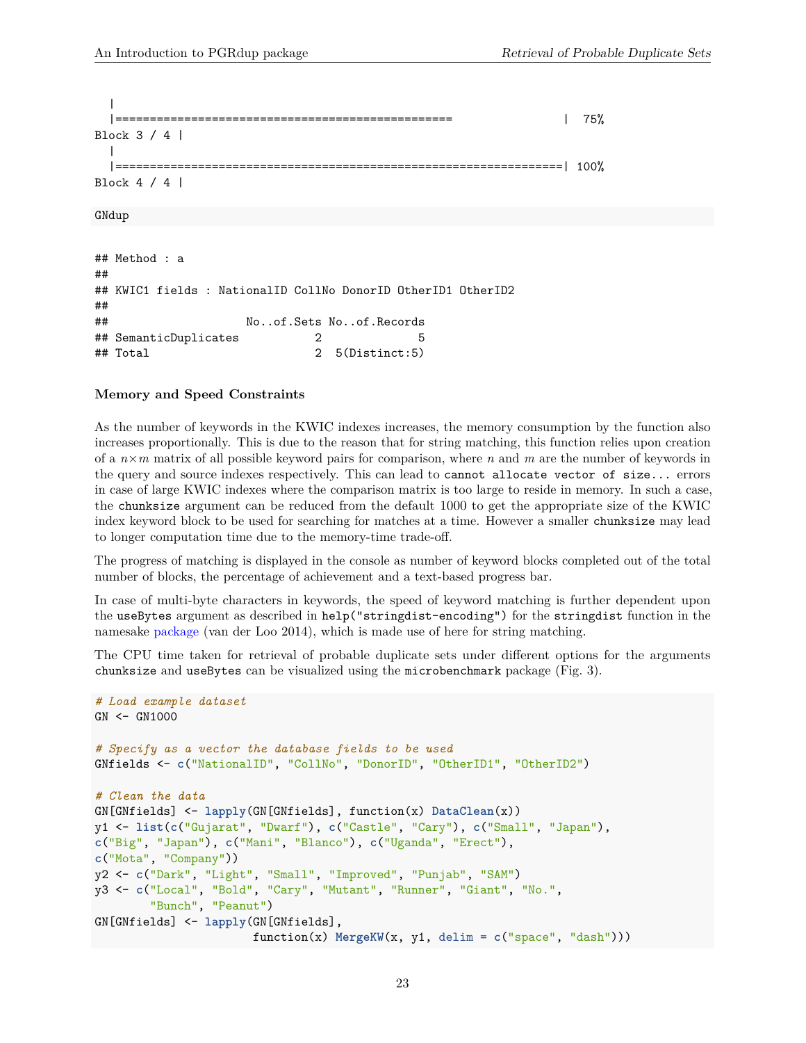```
  |
  |================================================                |  75%
Block 3 / 4 |
  |
  |================================================================| 100%
Block 4 / 4 |
```

```
GNdup
```

```
## Method : a
##
## KWIC1 fields : NationalID CollNo DonorID OtherID1 OtherID2
##
##                    No..of.Sets No..of.Records
## SemanticDuplicates           2              5
## Total                        2  5(Distinct:5)
```

**Memory and Speed Constraints**

As the number of keywords in the KWIC indexes increases, the memory consumption by the function also increases proportionally. This is due to the reason that for string matching, this function relies upon creation of a $n \times m$ matrix of all possible keyword pairs for comparison, where $n$ and $m$ are the number of keywords in the query and source indexes respectively. This can lead to `cannot allocate vector of size...` errors in case of large KWIC indexes where the comparison matrix is too large to reside in memory. In such a case, the `chunksize` argument can be reduced from the default 1000 to get the appropriate size of the KWIC index keyword block to be used for searching for matches at a time. However a smaller `chunksize` may lead to longer computation time due to the memory-time trade-off.

The progress of matching is displayed in the console as number of keyword blocks completed out of the total number of blocks, the percentage of achievement and a text-based progress bar.

In case of multi-byte characters in keywords, the speed of keyword matching is further dependent upon the `useBytes` argument as described in `help("stringdist-encoding")` for the `stringdist` function in the namesake package (van der Loo 2014), which is made use of here for string matching.

The CPU time taken for retrieval of probable duplicate sets under different options for the arguments `chunksize` and `useBytes` can be visualized using the `microbenchmark` package (Fig. 3).

```
# Load example dataset
GN <- GN1000

# Specify as a vector the database fields to be used
GNfields <- c("NationalID", "CollNo", "DonorID", "OtherID1", "OtherID2")

# Clean the data
GN[GNfields] <- lapply(GN[GNfields], function(x) DataClean(x))
y1 <- list(c("Gujarat", "Dwarf"), c("Castle", "Cary"), c("Small", "Japan"),
c("Big", "Japan"), c("Mani", "Blanco"), c("Uganda", "Erect"),
c("Mota", "Company"))
y2 <- c("Dark", "Light", "Small", "Improved", "Punjab", "SAM")
y3 <- c("Local", "Bold", "Cary", "Mutant", "Runner", "Giant", "No.",
        "Bunch", "Peanut")
GN[GNfields] <- lapply(GN[GNfields],
                       function(x) MergeKW(x, y1, delim = c("space", "dash")))
```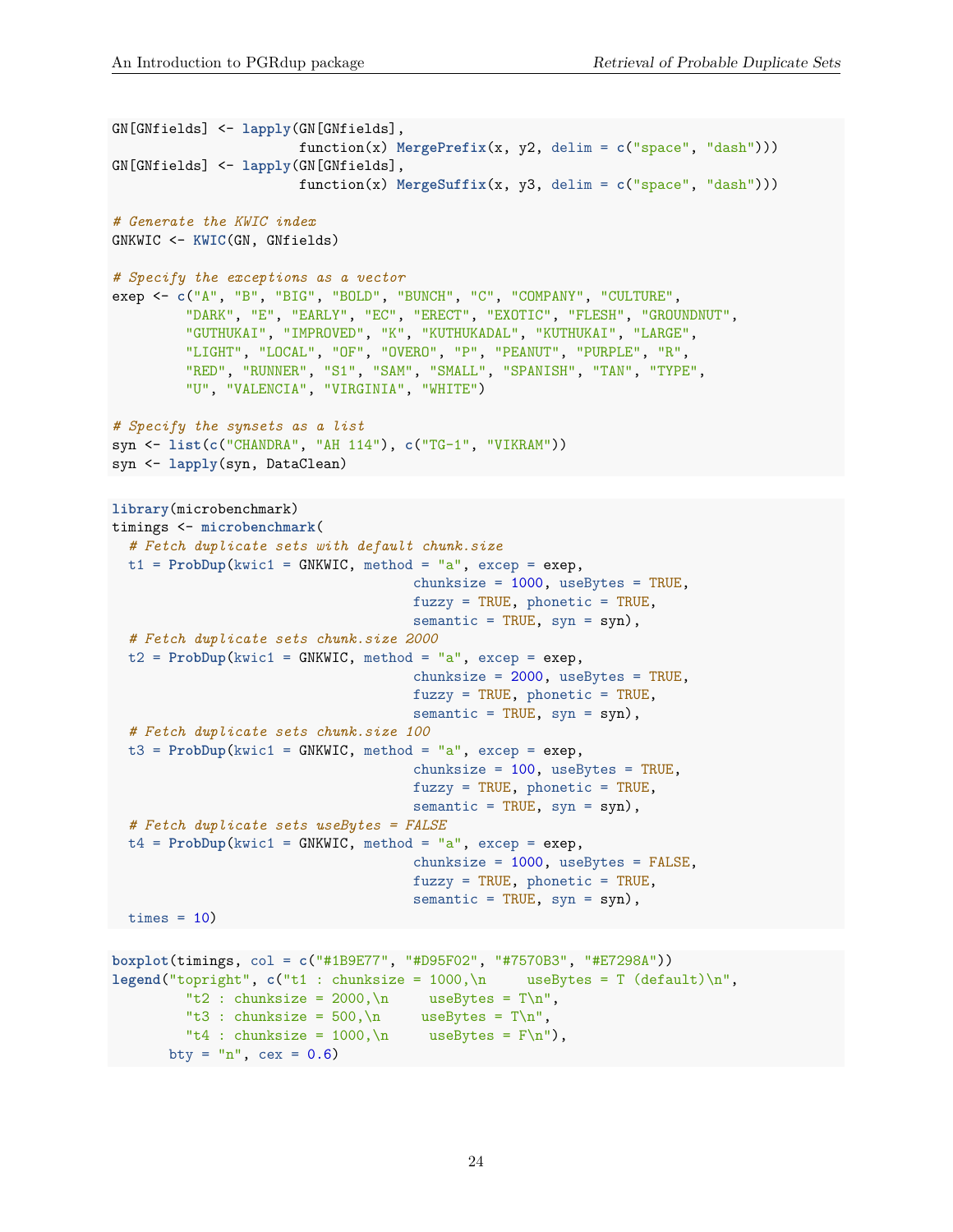```
GN[GNfields] <- lapply(GN[GNfields],
                       function(x) MergePrefix(x, y2, delim = c("space", "dash")))
GN[GNfields] <- lapply(GN[GNfields],
                       function(x) MergeSuffix(x, y3, delim = c("space", "dash")))

# Generate the KWIC index
GNKWIC <- KWIC(GN, GNfields)

# Specify the exceptions as a vector
exep <- c("A", "B", "BIG", "BOLD", "BUNCH", "C", "COMPANY", "CULTURE",
         "DARK", "E", "EARLY", "EC", "ERECT", "EXOTIC", "FLESH", "GROUNDNUT",
         "GUTHUKAI", "IMPROVED", "K", "KUTHUKADAL", "KUTHUKAI", "LARGE",
         "LIGHT", "LOCAL", "OF", "OVERO", "P", "PEANUT", "PURPLE", "R",
         "RED", "RUNNER", "S1", "SAM", "SMALL", "SPANISH", "TAN", "TYPE",
         "U", "VALENCIA", "VIRGINIA", "WHITE")

# Specify the synsets as a list
syn <- list(c("CHANDRA", "AH 114"), c("TG-1", "VIKRAM"))
syn <- lapply(syn, DataClean)
```

```
library(microbenchmark)
timings <- microbenchmark(
  # Fetch duplicate sets with default chunk.size
  t1 = ProbDup(kwic1 = GNKWIC, method = "a", excep = exep,
                                  chunksize = 1000, useBytes = TRUE,
                                  fuzzy = TRUE, phonetic = TRUE,
                                  semantic = TRUE, syn = syn),
  # Fetch duplicate sets chunk.size 2000
  t2 = ProbDup(kwic1 = GNKWIC, method = "a", excep = exep,
                                  chunksize = 2000, useBytes = TRUE,
                                  fuzzy = TRUE, phonetic = TRUE,
                                  semantic = TRUE, syn = syn),
  # Fetch duplicate sets chunk.size 100
  t3 = ProbDup(kwic1 = GNKWIC, method = "a", excep = exep,
                                  chunksize = 100, useBytes = TRUE,
                                  fuzzy = TRUE, phonetic = TRUE,
                                  semantic = TRUE, syn = syn),
  # Fetch duplicate sets useBytes = FALSE
  t4 = ProbDup(kwic1 = GNKWIC, method = "a", excep = exep,
                                  chunksize = 1000, useBytes = FALSE,
                                  fuzzy = TRUE, phonetic = TRUE,
                                  semantic = TRUE, syn = syn),
  times = 10)
```

```
boxplot(timings, col = c("#1B9E77", "#D95F02", "#7570B3", "#E7298A"))
legend("topright", c("t1 : chunksize = 1000,\n     useBytes = T (default)\n",
         "t2 : chunksize = 2000,\n     useBytes = T\n",
         "t3 : chunksize = 500,\n     useBytes = T\n",
         "t4 : chunksize = 1000,\n     useBytes = F\n"),
       bty = "n", cex = 0.6)
```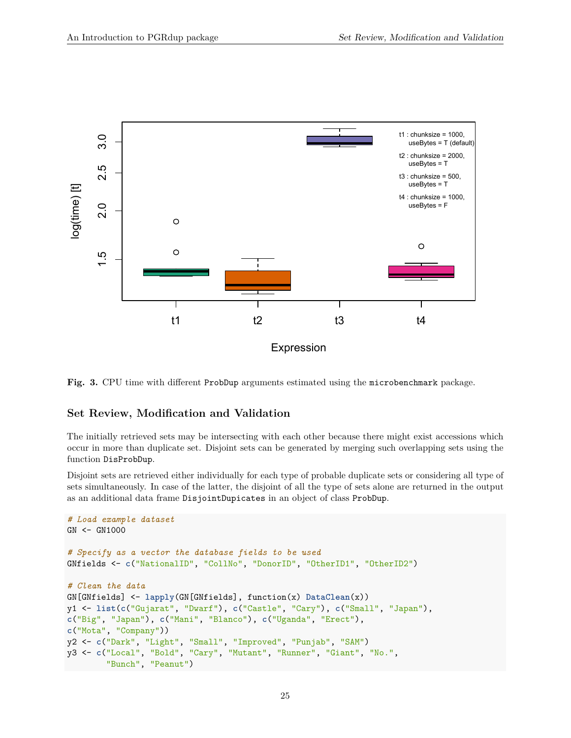Fig. 3. CPU time with different `ProbDup` arguments estimated using the `microbenchmark` package.

## Set Review, Modification and Validation

The initially retrieved sets may be intersecting with each other because there might exist accessions which occur in more than duplicate set. Disjoint sets can be generated by merging such overlapping sets using the function `DisProbDup`.

Disjoint sets are retrieved either individually for each type of probable duplicate sets or considering all type of sets simultaneously. In case of the latter, the disjoint of all the type of sets alone are returned in the output as an additional data frame `DisjointDupicates` in an object of class `ProbDup`.

```
# Load example dataset
GN <- GN1000

# Specify as a vector the database fields to be used
GNfields <- c("NationalID", "CollNo", "DonorID", "OtherID1", "OtherID2")

# Clean the data
GN[GNfields] <- lapply(GN[GNfields], function(x) DataClean(x))
y1 <- list(c("Gujarat", "Dwarf"), c("Castle", "Cary"), c("Small", "Japan"),
c("Big", "Japan"), c("Mani", "Blanco"), c("Uganda", "Erect"),
c("Mota", "Company"))
y2 <- c("Dark", "Light", "Small", "Improved", "Punjab", "SAM")
y3 <- c("Local", "Bold", "Cary", "Mutant", "Runner", "Giant", "No.",
        "Bunch", "Peanut")
```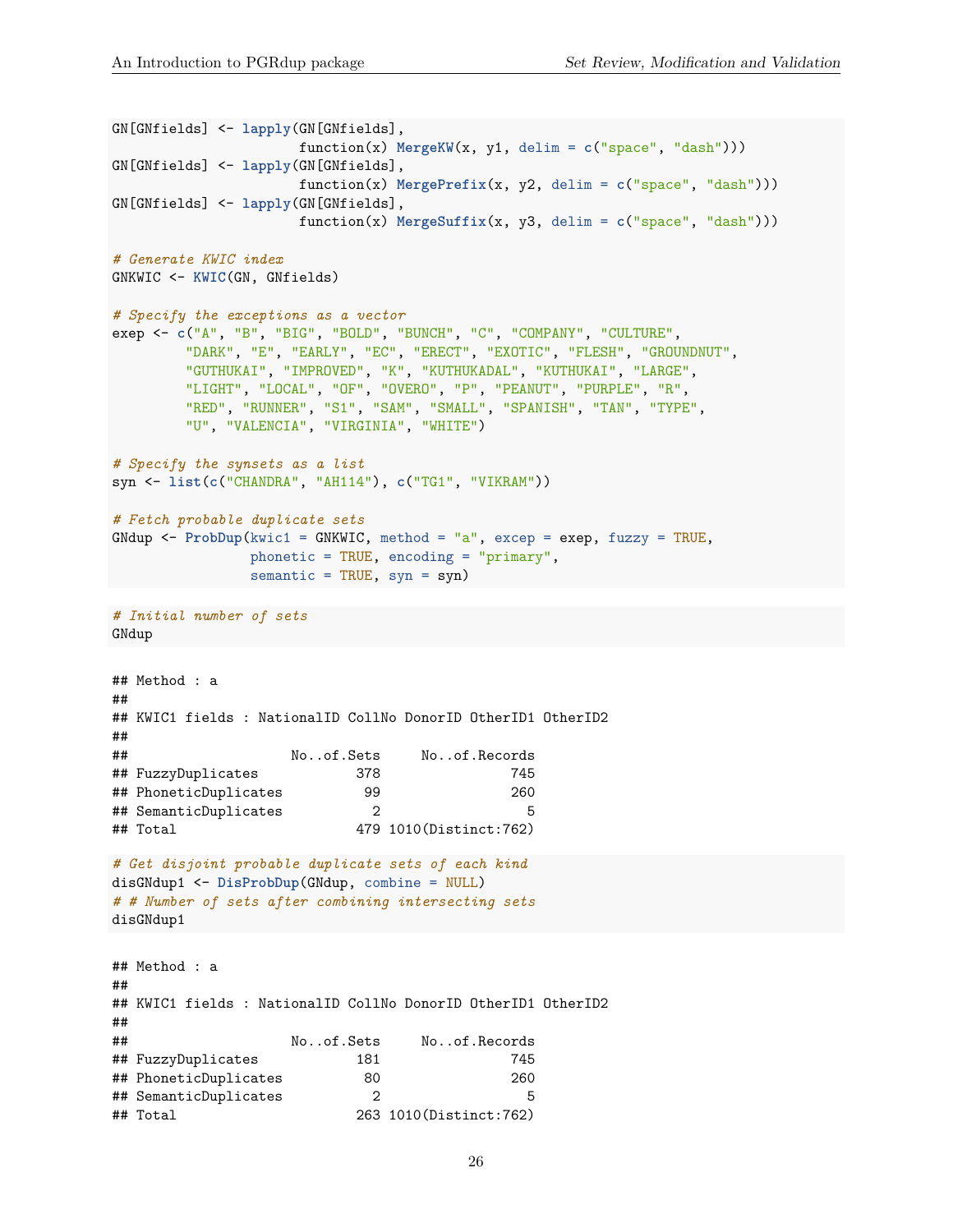```
GN[GNfields] <- lapply(GN[GNfields],
                       function(x) MergeKW(x, y1, delim = c("space", "dash")))
GN[GNfields] <- lapply(GN[GNfields],
                       function(x) MergePrefix(x, y2, delim = c("space", "dash")))
GN[GNfields] <- lapply(GN[GNfields],
                       function(x) MergeSuffix(x, y3, delim = c("space", "dash")))

# Generate KWIC index
GNKWIC <- KWIC(GN, GNfields)

# Specify the exceptions as a vector
exep <- c("A", "B", "BIG", "BOLD", "BUNCH", "C", "COMPANY", "CULTURE",
         "DARK", "E", "EARLY", "EC", "ERECT", "EXOTIC", "FLESH", "GROUNDNUT",
         "GUTHUKAI", "IMPROVED", "K", "KUTHUKADAL", "KUTHUKAI", "LARGE",
         "LIGHT", "LOCAL", "OF", "OVERO", "P", "PEANUT", "PURPLE", "R",
         "RED", "RUNNER", "S1", "SAM", "SMALL", "SPANISH", "TAN", "TYPE",
         "U", "VALENCIA", "VIRGINIA", "WHITE")

# Specify the synsets as a list
syn <- list(c("CHANDRA", "AH114"), c("TG1", "VIKRAM"))

# Fetch probable duplicate sets
GNdup <- ProbDup(kwic1 = GNKWIC, method = "a", excep = exep, fuzzy = TRUE,
                 phonetic = TRUE, encoding = "primary",
                 semantic = TRUE, syn = syn)
```

```
# Initial number of sets
GNdup
```

```
## Method : a
##
## KWIC1 fields : NationalID CollNo DonorID OtherID1 OtherID2
##
##                     No..of.Sets     No..of.Records
## FuzzyDuplicates             378                745
## PhoneticDuplicates           99                260
## SemanticDuplicates            2                  5
## Total                       479 1010(Distinct:762)
```

```
# Get disjoint probable duplicate sets of each kind
disGNdup1 <- DisProbDup(GNdup, combine = NULL)
# # Number of sets after combining intersecting sets
disGNdup1
```

```
## Method : a
##
## KWIC1 fields : NationalID CollNo DonorID OtherID1 OtherID2
##
##                     No..of.Sets     No..of.Records
## FuzzyDuplicates             181                745
## PhoneticDuplicates           80                260
## SemanticDuplicates            2                  5
## Total                       263 1010(Distinct:762)
```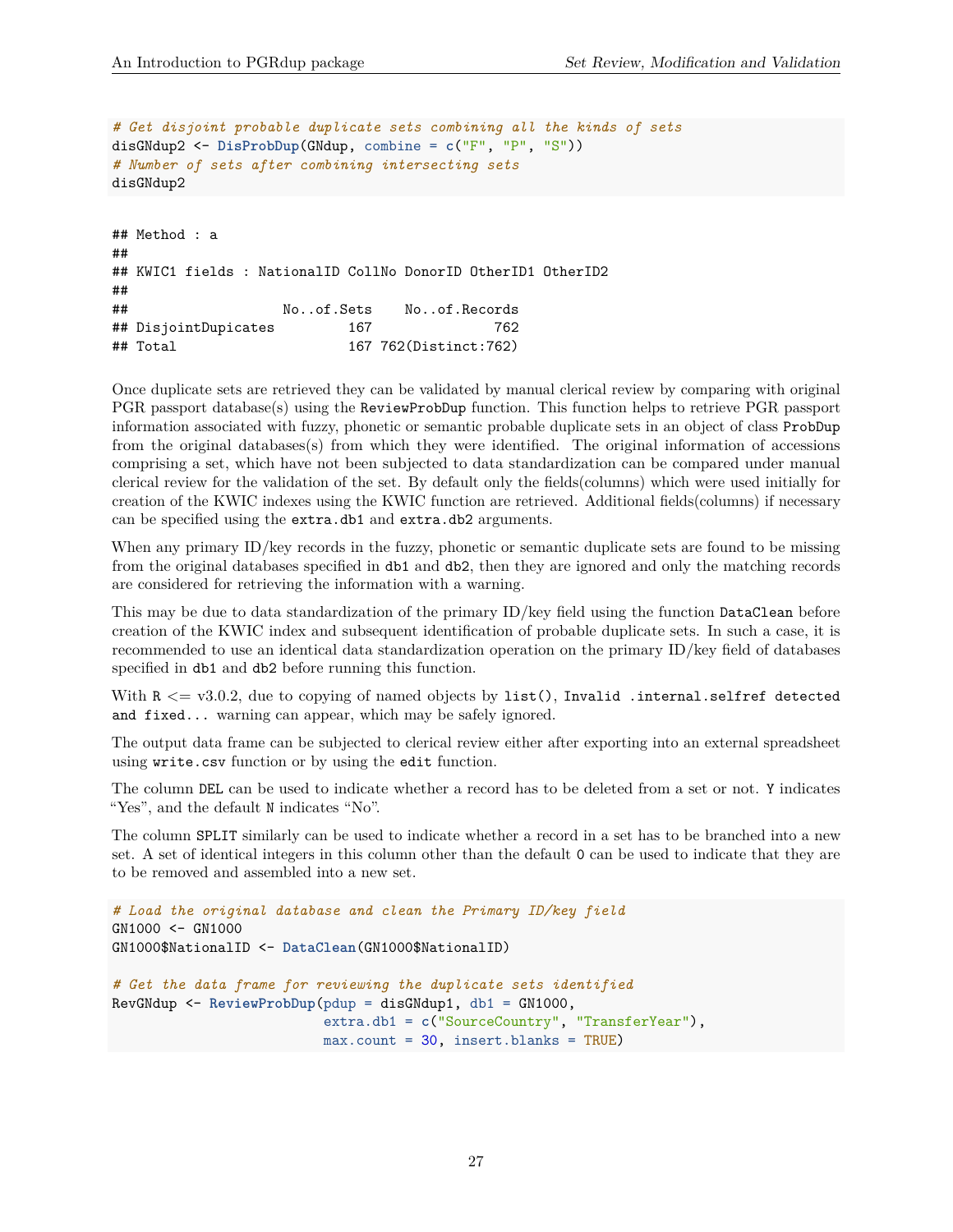```r
# Get disjoint probable duplicate sets combining all the kinds of sets
disGNdup2 <- DisProbDup(GNdup, combine = c("F", "P", "S"))
# Number of sets after combining intersecting sets
disGNdup2
```

```
## Method : a
##
## KWIC1 fields : NationalID CollNo DonorID OtherID1 OtherID2
##
##                     No..of.Sets    No..of.Records
## DisjointDupicates         167               762
## Total                     167 762(Distinct:762)
```

Once duplicate sets are retrieved they can be validated by manual clerical review by comparing with original PGR passport database(s) using the `ReviewProbDup` function. This function helps to retrieve PGR passport information associated with fuzzy, phonetic or semantic probable duplicate sets in an object of class `ProbDup` from the original databases(s) from which they were identified. The original information of accessions comprising a set, which have not been subjected to data standardization can be compared under manual clerical review for the validation of the set. By default only the fields(columns) which were used initially for creation of the KWIC indexes using the KWIC function are retrieved. Additional fields(columns) if necessary can be specified using the `extra.db1` and `extra.db2` arguments.

When any primary ID/key records in the fuzzy, phonetic or semantic duplicate sets are found to be missing from the original databases specified in `db1` and `db2`, then they are ignored and only the matching records are considered for retrieving the information with a warning.

This may be due to data standardization of the primary ID/key field using the function `DataClean` before creation of the KWIC index and subsequent identification of probable duplicate sets. In such a case, it is recommended to use an identical data standardization operation on the primary ID/key field of databases specified in `db1` and `db2` before running this function.

With `R` <= v3.0.2, due to copying of named objects by `list()`, `Invalid .internal.selfref detected and fixed...` warning can appear, which may be safely ignored.

The output data frame can be subjected to clerical review either after exporting into an external spreadsheet using `write.csv` function or by using the `edit` function.

The column `DEL` can be used to indicate whether a record has to be deleted from a set or not. `Y` indicates "Yes", and the default `N` indicates "No".

The column `SPLIT` similarly can be used to indicate whether a record in a set has to be branched into a new set. A set of identical integers in this column other than the default `0` can be used to indicate that they are to be removed and assembled into a new set.

```r
# Load the original database and clean the Primary ID/key field
GN1000 <- GN1000
GN1000$NationalID <- DataClean(GN1000$NationalID)

# Get the data frame for reviewing the duplicate sets identified
RevGNdup <- ReviewProbDup(pdup = disGNdup1, db1 = GN1000,
                          extra.db1 = c("SourceCountry", "TransferYear"),
                          max.count = 30, insert.blanks = TRUE)
```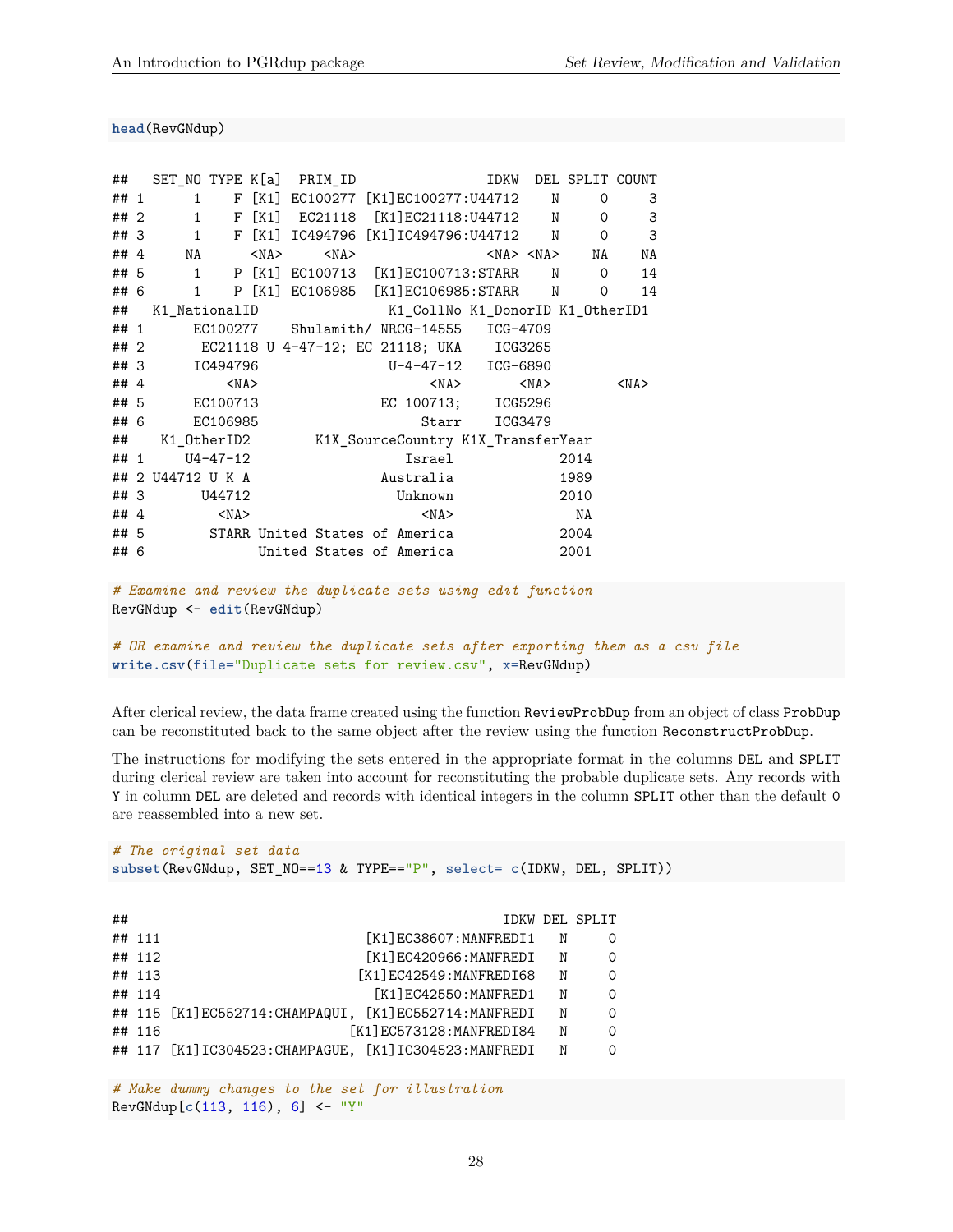```r
head(RevGNdup)
```

```
##   SET_NO TYPE K[a]  PRIM_ID                IDKW  DEL SPLIT COUNT
## 1      1    F [K1] EC100277 [K1]EC100277:U44712    N     0     3
## 2      1    F [K1]  EC21118  [K1]EC21118:U44712    N     0     3
## 3      1    F [K1] IC494796 [K1]IC494796:U44712    N     0     3
## 4     NA     <NA>     <NA>                <NA> <NA>    NA    NA
## 5      1    P [K1] EC100713  [K1]EC100713:STARR    N     0    14
## 6      1    P [K1] EC106985  [K1]EC106985:STARR    N     0    14
##   K1_NationalID               K1_CollNo K1_DonorID K1_OtherID1
## 1      EC100277    Shulamith/ NRCG-14555   ICG-4709
## 2       EC21118 U 4-47-12; EC 21118; UKA    ICG3265
## 3      IC494796                U-4-47-12   ICG-6890
## 4          <NA>                     <NA>       <NA>        <NA>
## 5      EC100713               EC 100713;    ICG5296
## 6      EC106985                    Starr    ICG3479
##    K1_OtherID2        K1X_SourceCountry K1X_TransferYear
## 1     U4-47-12                   Israel             2014
## 2 U44712 U K A                Australia             1989
## 3       U44712                  Unknown             2010
## 4         <NA>                     <NA>               NA
## 5        STARR United States of America             2004
## 6              United States of America             2001
```

```r
# Examine and review the duplicate sets using edit function
RevGNdup <- edit(RevGNdup)

# OR examine and review the duplicate sets after exporting them as a csv file
write.csv(file="Duplicate sets for review.csv", x=RevGNdup)
```

After clerical review, the data frame created using the function `ReviewProbDup` from an object of class `ProbDup` can be reconstituted back to the same object after the review using the function `ReconstructProbDup`.

The instructions for modifying the sets entered in the appropriate format in the columns `DEL` and `SPLIT` during clerical review are taken into account for reconstituting the probable duplicate sets. Any records with `Y` in column `DEL` are deleted and records with identical integers in the column `SPLIT` other than the default `0` are reassembled into a new set.

```r
# The original set data
subset(RevGNdup, SET_NO==13 & TYPE=="P", select= c(IDKW, DEL, SPLIT))
```

```
##                                               IDKW DEL SPLIT
## 111                         [K1]EC38607:MANFREDI1   N     0
## 112                         [K1]EC420966:MANFREDI   N     0
## 113                        [K1]EC42549:MANFREDI68   N     0
## 114                          [K1]EC42550:MANFRED1   N     0
## 115 [K1]EC552714:CHAMPAQUI, [K1]EC552714:MANFREDI   N     0
## 116                       [K1]EC573128:MANFREDI84   N     0
## 117 [K1]IC304523:CHAMPAGUE, [K1]IC304523:MANFREDI   N     0
```

```r
# Make dummy changes to the set for illustration
RevGNdup[c(113, 116), 6] <- "Y"
```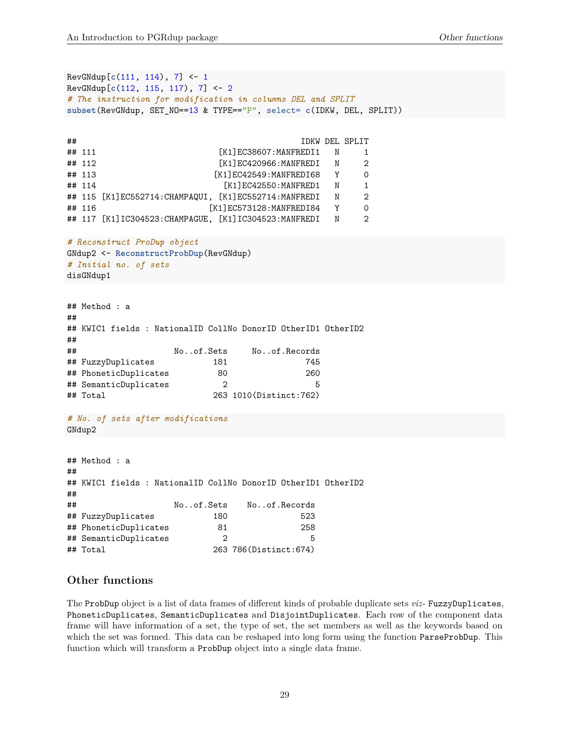```r
RevGNdup[c(111, 114), 7] <- 1
RevGNdup[c(112, 115, 117), 7] <- 2
# The instruction for modification in columns DEL and SPLIT
subset(RevGNdup, SET_NO==13 & TYPE=="P", select= c(IDKW, DEL, SPLIT))
```

```
##                                                  IDKW DEL SPLIT
## 111                           [K1]EC38607:MANFREDI1   N     1
## 112                           [K1]EC420966:MANFREDI   N     2
## 113                          [K1]EC42549:MANFREDI68   Y     0
## 114                             [K1]EC42550:MANFRED1   N     1
## 115 [K1]EC552714:CHAMPAQUI, [K1]EC552714:MANFREDI   N     2
## 116                         [K1]EC573128:MANFREDI84   Y     0
## 117 [K1]IC304523:CHAMPAGUE, [K1]IC304523:MANFREDI   N     2
```

```r
# Reconstruct ProDup object
GNdup2 <- ReconstructProbDup(RevGNdup)
# Initial no. of sets
disGNdup1
```

```
## Method : a
## 
## KWIC1 fields : NationalID CollNo DonorID OtherID1 OtherID2
## 
##                     No..of.Sets     No..of.Records
## FuzzyDuplicates             181                745
## PhoneticDuplicates           80                260
## SemanticDuplicates            2                  5
## Total                       263 1010(Distinct:762)
```

```r
# No. of sets after modifications
GNdup2
```

```
## Method : a
## 
## KWIC1 fields : NationalID CollNo DonorID OtherID1 OtherID2
## 
##                     No..of.Sets    No..of.Records
## FuzzyDuplicates             180               523
## PhoneticDuplicates           81               258
## SemanticDuplicates            2                 5
## Total                       263 786(Distinct:674)
```

## Other functions

The `ProbDup` object is a list of data frames of different kinds of probable duplicate sets *viz*- `FuzzyDuplicates`, `PhoneticDuplicates`, `SemanticDuplicates` and `DisjointDuplicates`. Each row of the component data frame will have information of a set, the type of set, the set members as well as the keywords based on which the set was formed. This data can be reshaped into long form using the function `ParseProbDup`. This function which will transform a `ProbDup` object into a single data frame.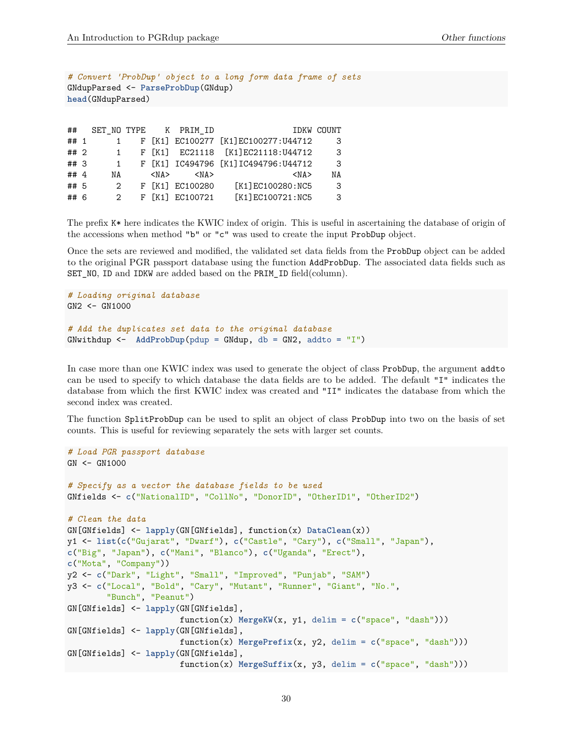```r
# Convert 'ProbDup' object to a long form data frame of sets
GNdupParsed <- ParseProbDup(GNdup)
head(GNdupParsed)
```

```
##   SET_NO TYPE    K  PRIM_ID                IDKW COUNT
## 1      1    F [K1] EC100277 [K1]EC100277:U44712     3
## 2      1    F [K1]  EC21118  [K1]EC21118:U44712     3
## 3      1    F [K1] IC494796 [K1]IC494796:U44712     3
## 4     NA      <NA>     <NA>                <NA>    NA
## 5      2    F [K1] EC100280    [K1]EC100280:NC5     3
## 6      2    F [K1] EC100721    [K1]EC100721:NC5     3
```

The prefix `K*` here indicates the KWIC index of origin. This is useful in ascertaining the database of origin of the accessions when method `"b"` or `"c"` was used to create the input `ProbDup` object.

Once the sets are reviewed and modified, the validated set data fields from the `ProbDup` object can be added to the original PGR passport database using the function `AddProbDup`. The associated data fields such as `SET_NO`, `ID` and `IDKW` are added based on the `PRIM_ID` field(column).

```r
# Loading original database
GN2 <- GN1000

# Add the duplicates set data to the original database
GNwithdup <-  AddProbDup(pdup = GNdup, db = GN2, addto = "I")
```

In case more than one KWIC index was used to generate the object of class `ProbDup`, the argument `addto` can be used to specify to which database the data fields are to be added. The default `"I"` indicates the database from which the first KWIC index was created and `"II"` indicates the database from which the second index was created.

The function `SplitProbDup` can be used to split an object of class `ProbDup` into two on the basis of set counts. This is useful for reviewing separately the sets with larger set counts.

```r
# Load PGR passport database
GN <- GN1000

# Specify as a vector the database fields to be used
GNfields <- c("NationalID", "CollNo", "DonorID", "OtherID1", "OtherID2")

# Clean the data
GN[GNfields] <- lapply(GN[GNfields], function(x) DataClean(x))
y1 <- list(c("Gujarat", "Dwarf"), c("Castle", "Cary"), c("Small", "Japan"),
c("Big", "Japan"), c("Mani", "Blanco"), c("Uganda", "Erect"),
c("Mota", "Company"))
y2 <- c("Dark", "Light", "Small", "Improved", "Punjab", "SAM")
y3 <- c("Local", "Bold", "Cary", "Mutant", "Runner", "Giant", "No.",
        "Bunch", "Peanut")
GN[GNfields] <- lapply(GN[GNfields],
                       function(x) MergeKW(x, y1, delim = c("space", "dash")))
GN[GNfields] <- lapply(GN[GNfields],
                       function(x) MergePrefix(x, y2, delim = c("space", "dash")))
GN[GNfields] <- lapply(GN[GNfields],
                       function(x) MergeSuffix(x, y3, delim = c("space", "dash")))
```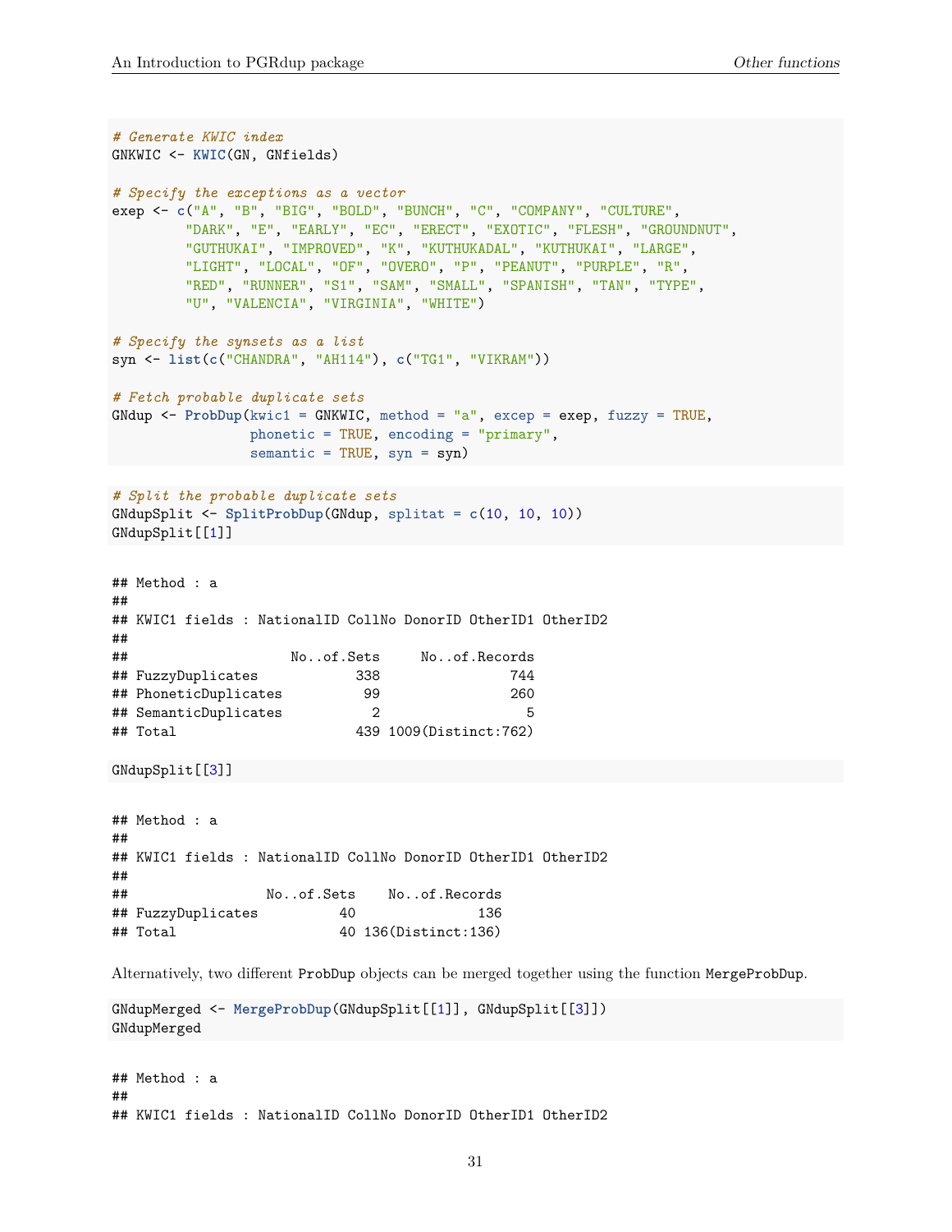```r
# Generate KWIC index
GNKWIC <- KWIC(GN, GNfields)

# Specify the exceptions as a vector
exep <- c("A", "B", "BIG", "BOLD", "BUNCH", "C", "COMPANY", "CULTURE",
         "DARK", "E", "EARLY", "EC", "ERECT", "EXOTIC", "FLESH", "GROUNDNUT",
         "GUTHUKAI", "IMPROVED", "K", "KUTHUKADAL", "KUTHUKAI", "LARGE",
         "LIGHT", "LOCAL", "OF", "OVERO", "P", "PEANUT", "PURPLE", "R",
         "RED", "RUNNER", "S1", "SAM", "SMALL", "SPANISH", "TAN", "TYPE",
         "U", "VALENCIA", "VIRGINIA", "WHITE")

# Specify the synsets as a list
syn <- list(c("CHANDRA", "AH114"), c("TG1", "VIKRAM"))

# Fetch probable duplicate sets
GNdup <- ProbDup(kwic1 = GNKWIC, method = "a", excep = exep, fuzzy = TRUE,
                 phonetic = TRUE, encoding = "primary",
                 semantic = TRUE, syn = syn)
```

```r
# Split the probable duplicate sets
GNdupSplit <- SplitProbDup(GNdup, splitat = c(10, 10, 10))
GNdupSplit[[1]]
```

```
## Method : a
##
## KWIC1 fields : NationalID CollNo DonorID OtherID1 OtherID2
##
##                     No..of.Sets     No..of.Records
## FuzzyDuplicates             338                744
## PhoneticDuplicates           99                260
## SemanticDuplicates            2                  5
## Total                       439 1009(Distinct:762)
```

```r
GNdupSplit[[3]]
```

```
## Method : a
##
## KWIC1 fields : NationalID CollNo DonorID OtherID1 OtherID2
##
##                 No..of.Sets    No..of.Records
## FuzzyDuplicates          40               136
## Total                    40 136(Distinct:136)
```

Alternatively, two different `ProbDup` objects can be merged together using the function `MergeProbDup`.

```r
GNdupMerged <- MergeProbDup(GNdupSplit[[1]], GNdupSplit[[3]])
GNdupMerged
```

```
## Method : a
##
## KWIC1 fields : NationalID CollNo DonorID OtherID1 OtherID2
```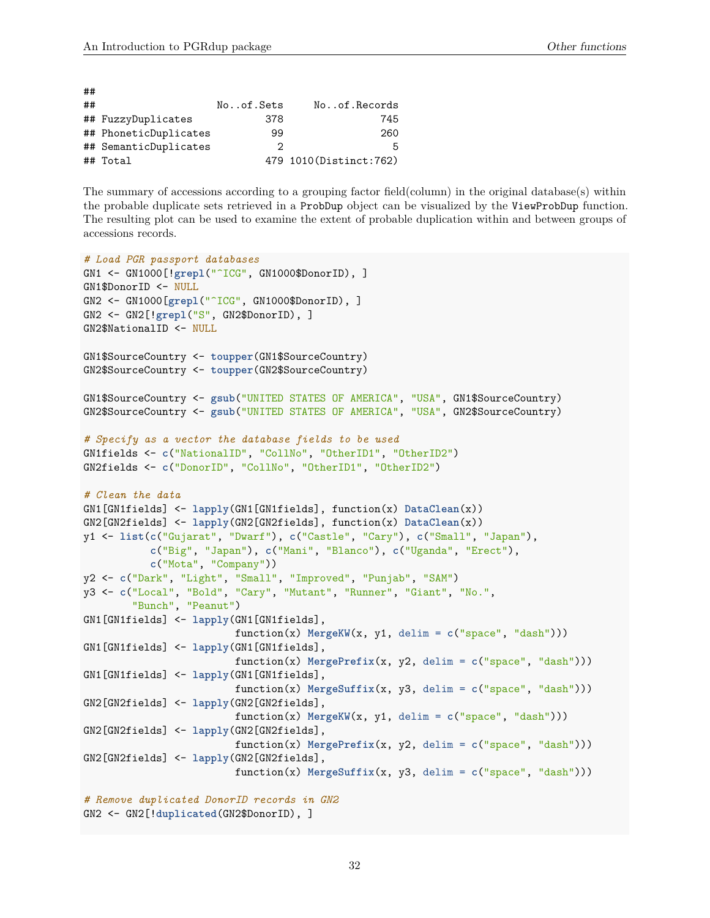```
##
##                    No..of.Sets     No..of.Records
## FuzzyDuplicates            378                745
## PhoneticDuplicates          99                260
## SemanticDuplicates           2                  5
## Total                      479 1010(Distinct:762)
```

The summary of accessions according to a grouping factor field(column) in the original database(s) within the probable duplicate sets retrieved in a ProbDup object can be visualized by the ViewProbDup function. The resulting plot can be used to examine the extent of probable duplication within and between groups of accessions records.

```r
# Load PGR passport databases
GN1 <- GN1000[!grepl("^ICG", GN1000$DonorID), ]
GN1$DonorID <- NULL
GN2 <- GN1000[grepl("^ICG", GN1000$DonorID), ]
GN2 <- GN2[!grepl("S", GN2$DonorID), ]
GN2$NationalID <- NULL

GN1$SourceCountry <- toupper(GN1$SourceCountry)
GN2$SourceCountry <- toupper(GN2$SourceCountry)

GN1$SourceCountry <- gsub("UNITED STATES OF AMERICA", "USA", GN1$SourceCountry)
GN2$SourceCountry <- gsub("UNITED STATES OF AMERICA", "USA", GN2$SourceCountry)

# Specify as a vector the database fields to be used
GN1fields <- c("NationalID", "CollNo", "OtherID1", "OtherID2")
GN2fields <- c("DonorID", "CollNo", "OtherID1", "OtherID2")

# Clean the data
GN1[GN1fields] <- lapply(GN1[GN1fields], function(x) DataClean(x))
GN2[GN2fields] <- lapply(GN2[GN2fields], function(x) DataClean(x))
y1 <- list(c("Gujarat", "Dwarf"), c("Castle", "Cary"), c("Small", "Japan"),
           c("Big", "Japan"), c("Mani", "Blanco"), c("Uganda", "Erect"),
           c("Mota", "Company"))
y2 <- c("Dark", "Light", "Small", "Improved", "Punjab", "SAM")
y3 <- c("Local", "Bold", "Cary", "Mutant", "Runner", "Giant", "No.",
        "Bunch", "Peanut")
GN1[GN1fields] <- lapply(GN1[GN1fields],
                         function(x) MergeKW(x, y1, delim = c("space", "dash")))
GN1[GN1fields] <- lapply(GN1[GN1fields],
                         function(x) MergePrefix(x, y2, delim = c("space", "dash")))
GN1[GN1fields] <- lapply(GN1[GN1fields],
                         function(x) MergeSuffix(x, y3, delim = c("space", "dash")))
GN2[GN2fields] <- lapply(GN2[GN2fields],
                         function(x) MergeKW(x, y1, delim = c("space", "dash")))
GN2[GN2fields] <- lapply(GN2[GN2fields],
                         function(x) MergePrefix(x, y2, delim = c("space", "dash")))
GN2[GN2fields] <- lapply(GN2[GN2fields],
                         function(x) MergeSuffix(x, y3, delim = c("space", "dash")))

# Remove duplicated DonorID records in GN2
GN2 <- GN2[!duplicated(GN2$DonorID), ]
```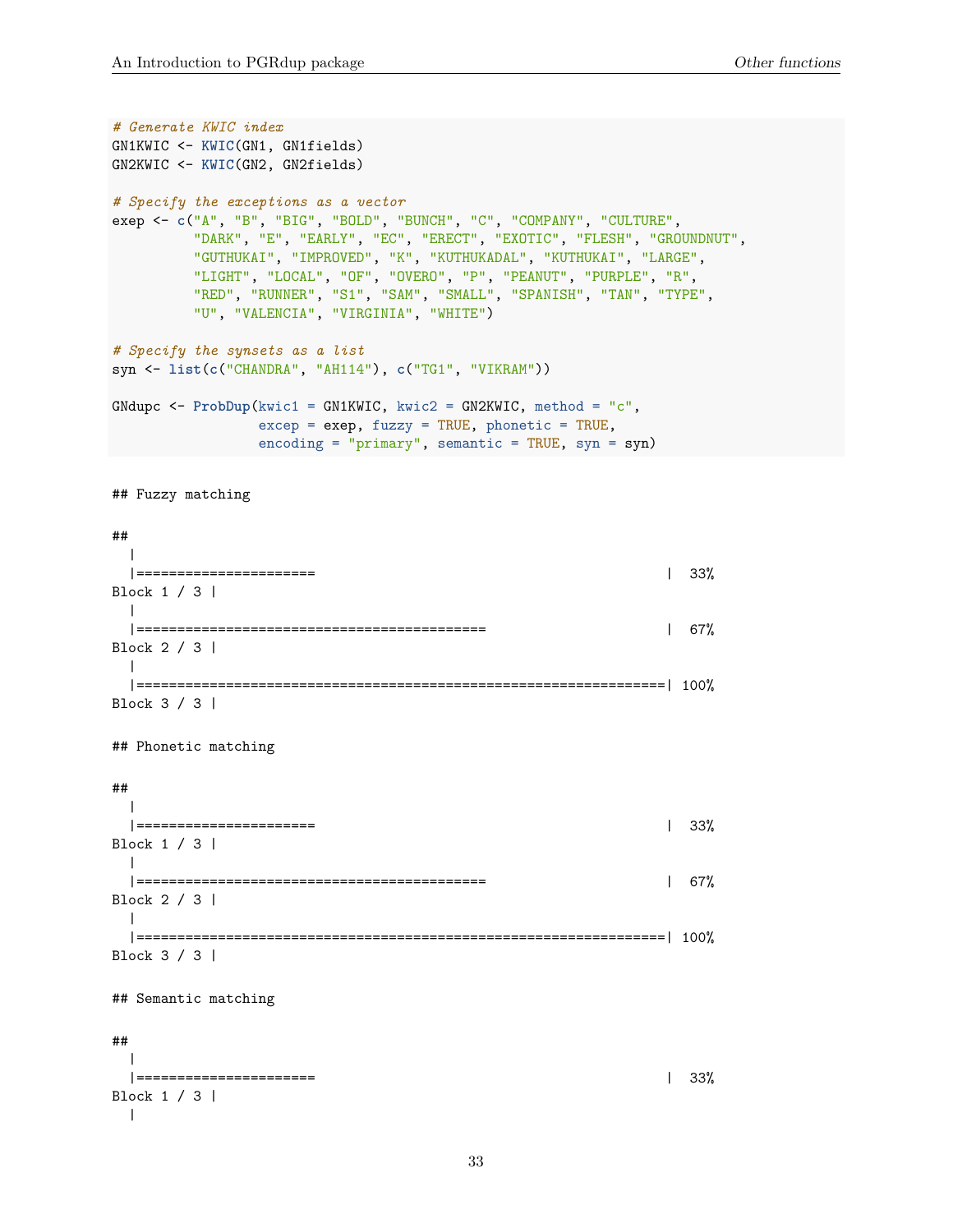```r
# Generate KWIC index
GN1KWIC <- KWIC(GN1, GN1fields)
GN2KWIC <- KWIC(GN2, GN2fields)

# Specify the exceptions as a vector
exep <- c("A", "B", "BIG", "BOLD", "BUNCH", "C", "COMPANY", "CULTURE",
          "DARK", "E", "EARLY", "EC", "ERECT", "EXOTIC", "FLESH", "GROUNDNUT",
          "GUTHUKAI", "IMPROVED", "K", "KUTHUKADAL", "KUTHUKAI", "LARGE",
          "LIGHT", "LOCAL", "OF", "OVERO", "P", "PEANUT", "PURPLE", "R",
          "RED", "RUNNER", "S1", "SAM", "SMALL", "SPANISH", "TAN", "TYPE",
          "U", "VALENCIA", "VIRGINIA", "WHITE")

# Specify the synsets as a list
syn <- list(c("CHANDRA", "AH114"), c("TG1", "VIKRAM"))

GNdupc <- ProbDup(kwic1 = GN1KWIC, kwic2 = GN2KWIC, method = "c",
                  excep = exep, fuzzy = TRUE, phonetic = TRUE,
                  encoding = "primary", semantic = TRUE, syn = syn)
```

```
## Fuzzy matching

## 
  |                                                                        
  |======================                                            |  33%
Block 1 / 3 |
  |                                                                        
  |===========================================                       |  67%
Block 2 / 3 |
  |                                                                        
  |==================================================================| 100%
Block 3 / 3 |

## Phonetic matching

## 
  |                                                                        
  |======================                                            |  33%
Block 1 / 3 |
  |                                                                        
  |===========================================                       |  67%
Block 2 / 3 |
  |                                                                        
  |==================================================================| 100%
Block 3 / 3 |

## Semantic matching

## 
  |                                                                        
  |======================                                            |  33%
Block 1 / 3 |
  |
```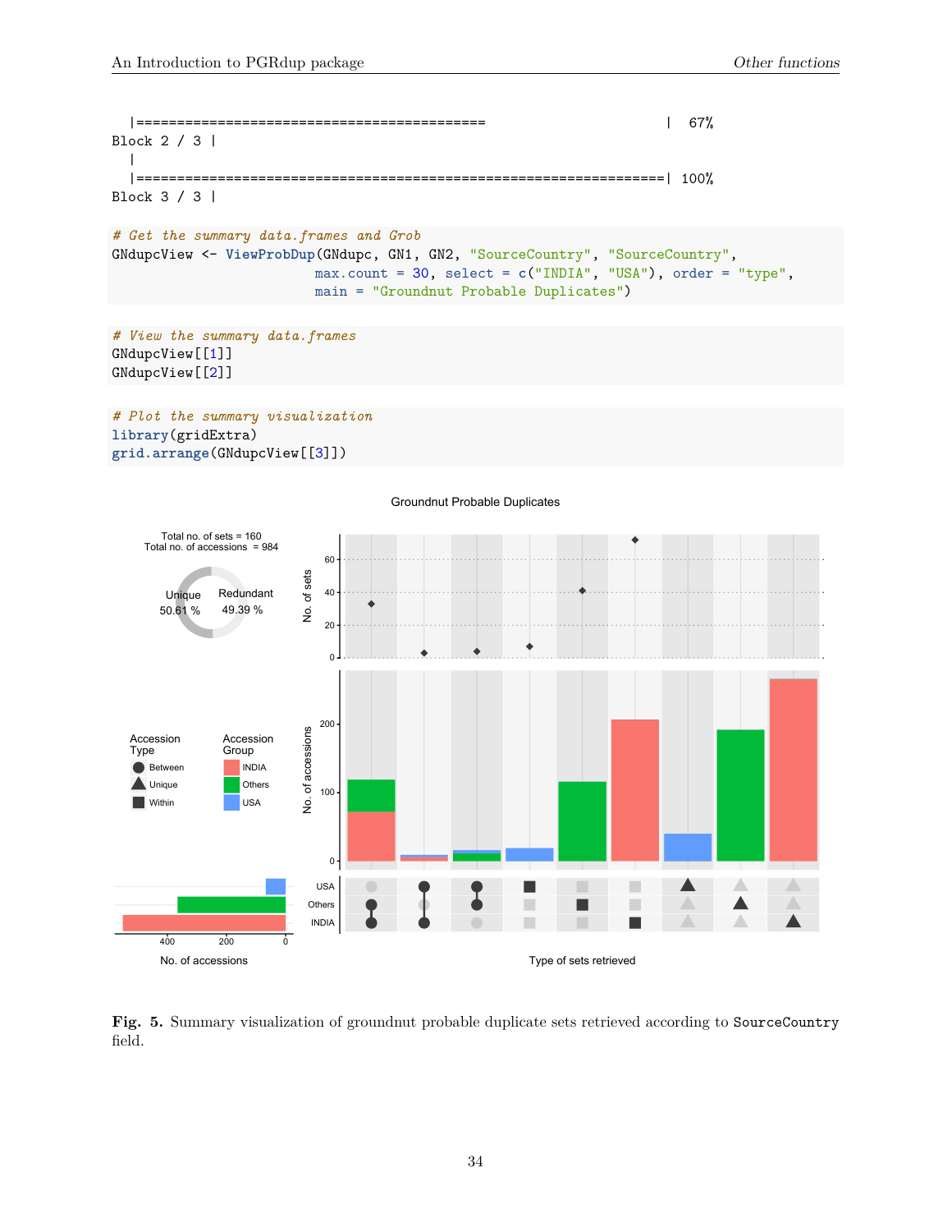```
  |==========================================                    |  67%
Block 2 / 3 |
  |
  |=================================================================| 100%
Block 3 / 3 |
```

```
# Get the summary data.frames and Grob
GNdupcView <- ViewProbDup(GNdupc, GN1, GN2, "SourceCountry", "SourceCountry",
                          max.count = 30, select = c("INDIA", "USA"), order = "type",
                          main = "Groundnut Probable Duplicates")
```

```
# View the summary data.frames
GNdupcView[[1]]
GNdupcView[[2]]
```

```
# Plot the summary visualization
library(gridExtra)
grid.arrange(GNdupcView[[3]])
```

**Fig. 5.** Summary visualization of groundnut probable duplicate sets retrieved according to `SourceCountry` field.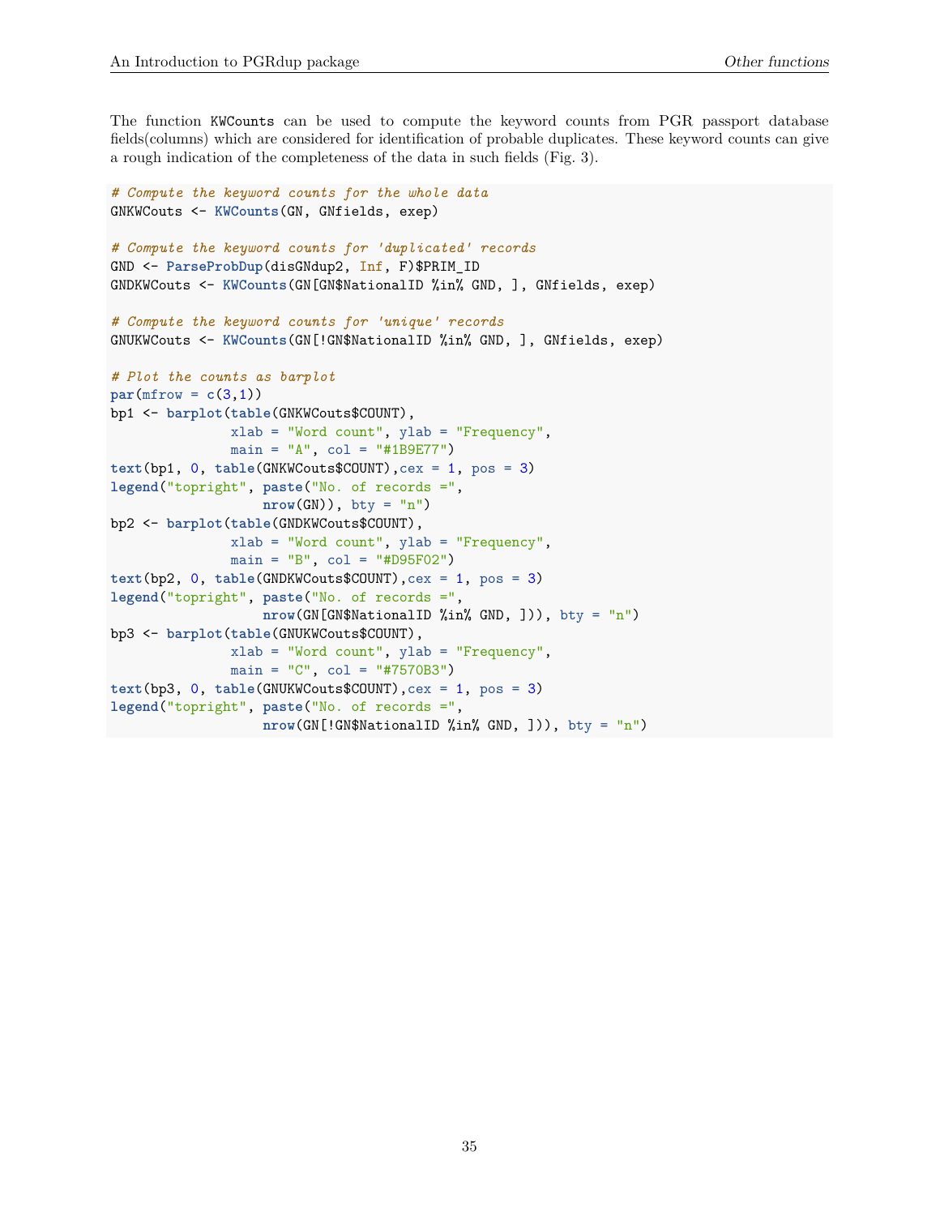The function `KWCounts` can be used to compute the keyword counts from PGR passport database fields(columns) which are considered for identification of probable duplicates. These keyword counts can give a rough indication of the completeness of the data in such fields (Fig. 3).

```
# Compute the keyword counts for the whole data
GNKWCouts <- KWCounts(GN, GNfields, exep)

# Compute the keyword counts for 'duplicated' records
GND <- ParseProbDup(disGNdup2, Inf, F)$PRIM_ID
GNDKWCouts <- KWCounts(GN[GN$NationalID %in% GND, ], GNfields, exep)

# Compute the keyword counts for 'unique' records
GNUKWCouts <- KWCounts(GN[!GN$NationalID %in% GND, ], GNfields, exep)

# Plot the counts as barplot
par(mfrow = c(3,1))
bp1 <- barplot(table(GNKWCouts$COUNT),
               xlab = "Word count", ylab = "Frequency",
               main = "A", col = "#1B9E77")
text(bp1, 0, table(GNKWCouts$COUNT),cex = 1, pos = 3)
legend("topright", paste("No. of records =",
                   nrow(GN)), bty = "n")
bp2 <- barplot(table(GNDKWCouts$COUNT),
               xlab = "Word count", ylab = "Frequency",
               main = "B", col = "#D95F02")
text(bp2, 0, table(GNDKWCouts$COUNT),cex = 1, pos = 3)
legend("topright", paste("No. of records =",
                   nrow(GN[GN$NationalID %in% GND, ])), bty = "n")
bp3 <- barplot(table(GNUKWCouts$COUNT),
               xlab = "Word count", ylab = "Frequency",
               main = "C", col = "#7570B3")
text(bp3, 0, table(GNUKWCouts$COUNT),cex = 1, pos = 3)
legend("topright", paste("No. of records =",
                   nrow(GN[!GN$NationalID %in% GND, ])), bty = "n")
```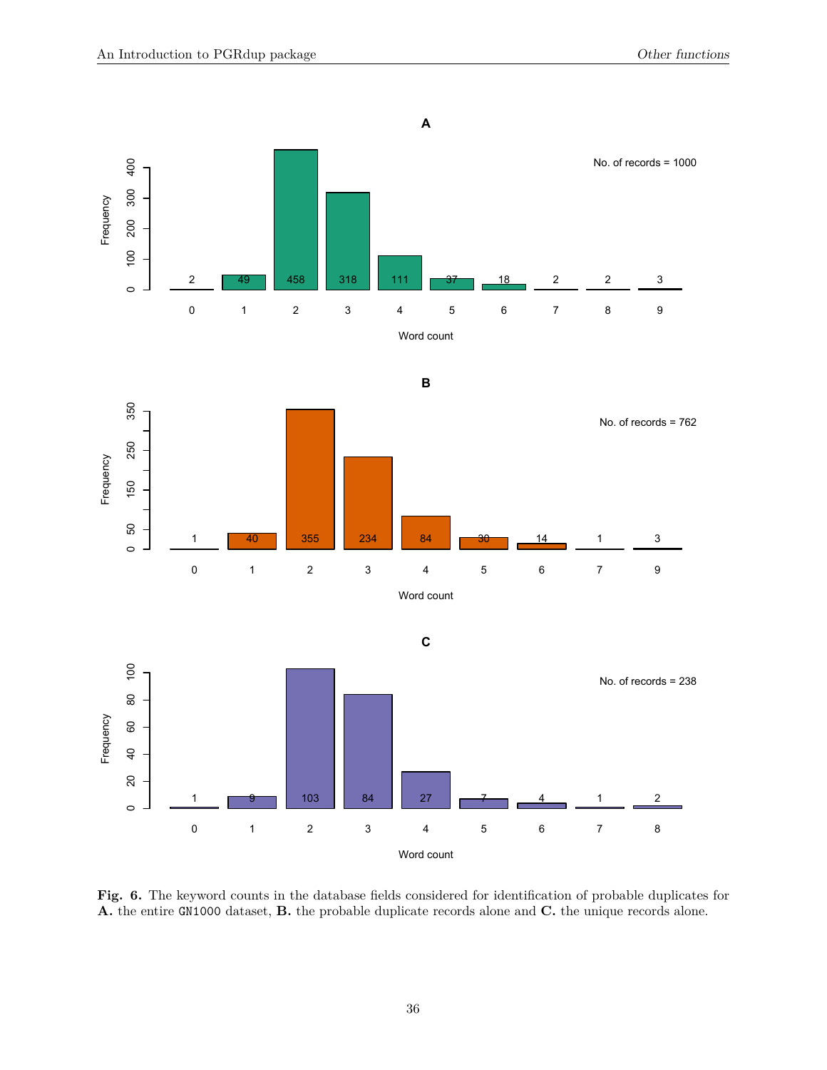Fig. 6. The keyword counts in the database fields considered for identification of probable duplicates for A. the entire GN1000 dataset, B. the probable duplicate records alone and C. the unique records alone.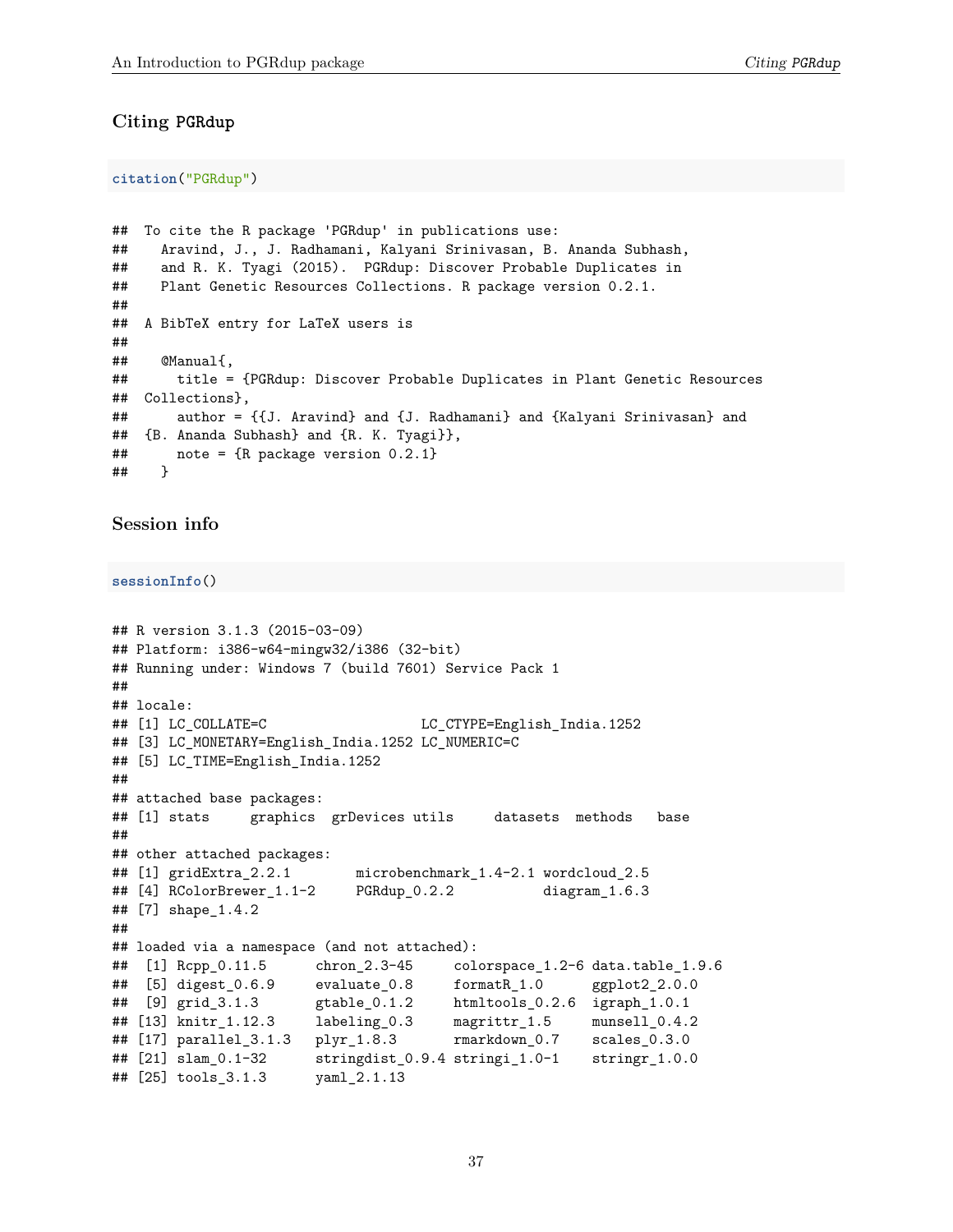## Citing PGRdup

```r
citation("PGRdup")
```

```
##  To cite the R package 'PGRdup' in publications use:
##    Aravind, J., J. Radhamani, Kalyani Srinivasan, B. Ananda Subhash,
##    and R. K. Tyagi (2015).  PGRdup: Discover Probable Duplicates in
##    Plant Genetic Resources Collections. R package version 0.2.1.
##
##  A BibTeX entry for LaTeX users is
##
##    @Manual{,
##      title = {PGRdup: Discover Probable Duplicates in Plant Genetic Resources
##  Collections},
##      author = {{J. Aravind} and {J. Radhamani} and {Kalyani Srinivasan} and
##  {B. Ananda Subhash} and {R. K. Tyagi}},
##      note = {R package version 0.2.1}
##    }
```

## Session info

```r
sessionInfo()
```

```
## R version 3.1.3 (2015-03-09)
## Platform: i386-w64-mingw32/i386 (32-bit)
## Running under: Windows 7 (build 7601) Service Pack 1
##
## locale:
## [1] LC_COLLATE=C                   LC_CTYPE=English_India.1252
## [3] LC_MONETARY=English_India.1252 LC_NUMERIC=C
## [5] LC_TIME=English_India.1252
##
## attached base packages:
## [1] stats     graphics  grDevices utils     datasets  methods   base
##
## other attached packages:
## [1] gridExtra_2.2.1       microbenchmark_1.4-2.1 wordcloud_2.5
## [4] RColorBrewer_1.1-2    PGRdup_0.2.2           diagram_1.6.3
## [7] shape_1.4.2
##
## loaded via a namespace (and not attached):
##  [1] Rcpp_0.11.5      chron_2.3-45     colorspace_1.2-6 data.table_1.9.6
##  [5] digest_0.6.9     evaluate_0.8     formatR_1.0      ggplot2_2.0.0
##  [9] grid_3.1.3       gtable_0.1.2     htmltools_0.2.6  igraph_1.0.1
## [13] knitr_1.12.3     labeling_0.3     magrittr_1.5     munsell_0.4.2
## [17] parallel_3.1.3   plyr_1.8.3       rmarkdown_0.7    scales_0.3.0
## [21] slam_0.1-32      stringdist_0.9.4 stringi_1.0-1    stringr_1.0.0
## [25] tools_3.1.3      yaml_2.1.13
```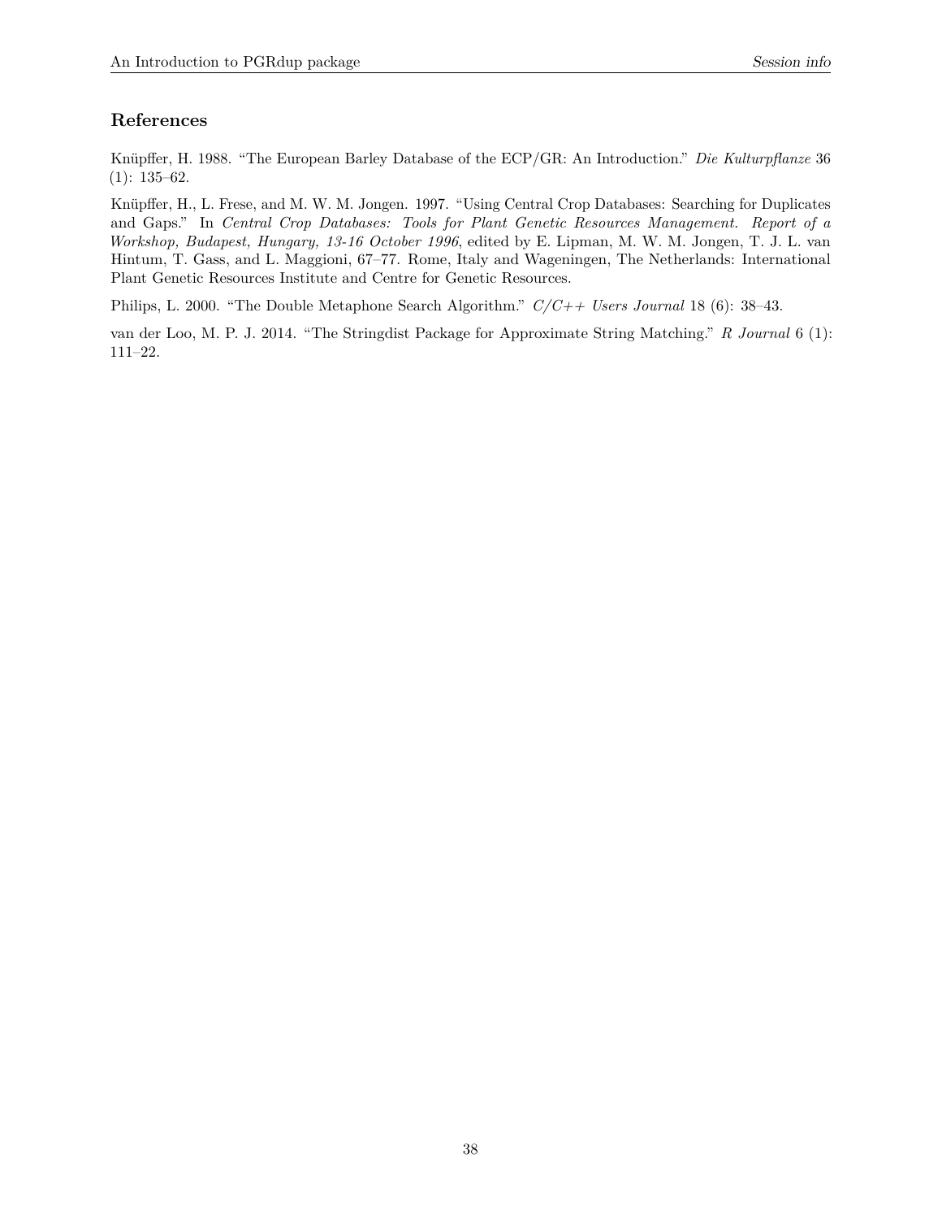## References

Knüpffer, H. 1988. "The European Barley Database of the ECP/GR: An Introduction." *Die Kulturpflanze* 36 (1): 135–62.

Knüpffer, H., L. Frese, and M. W. M. Jongen. 1997. "Using Central Crop Databases: Searching for Duplicates and Gaps." In *Central Crop Databases: Tools for Plant Genetic Resources Management. Report of a Workshop, Budapest, Hungary, 13-16 October 1996*, edited by E. Lipman, M. W. M. Jongen, T. J. L. van Hintum, T. Gass, and L. Maggioni, 67–77. Rome, Italy and Wageningen, The Netherlands: International Plant Genetic Resources Institute and Centre for Genetic Resources.

Philips, L. 2000. "The Double Metaphone Search Algorithm." *C/C++ Users Journal* 18 (6): 38–43.

van der Loo, M. P. J. 2014. "The Stringdist Package for Approximate String Matching." *R Journal* 6 (1): 111–22.